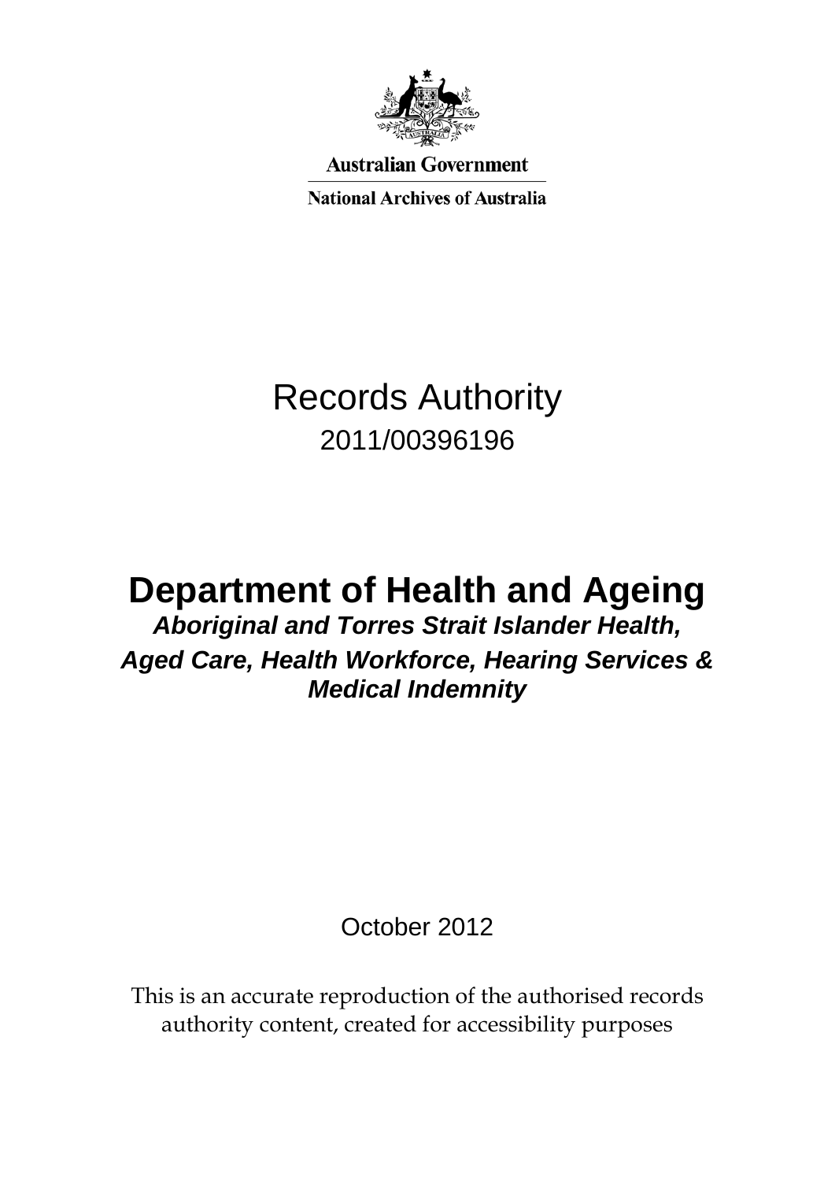**Australian Government**

**National Archives of Australia**

# Records Authority

2011/00396196

# Department of Health and Ageing

***Aboriginal and Torres Strait Islander Health,***

***Aged Care, Health Workforce, Hearing Services & Medical Indemnity***

October 2012

This is an accurate reproduction of the authorised records authority content, created for accessibility purposes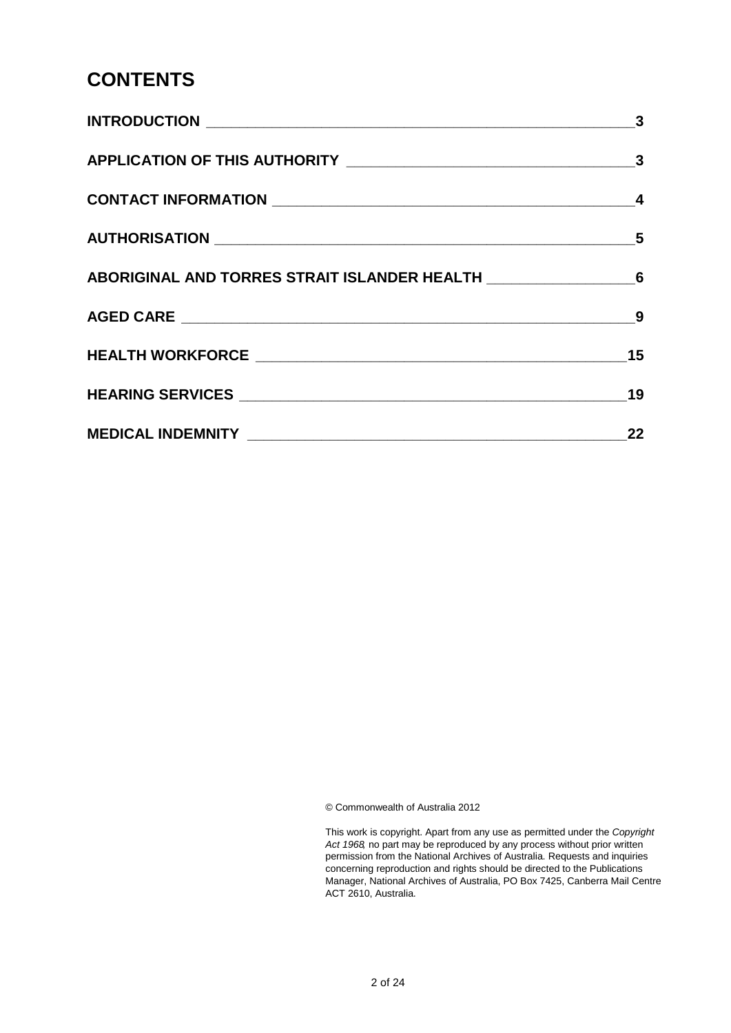# CONTENTS

| | |
|---|---|
| **INTRODUCTION** | **3** |
| **APPLICATION OF THIS AUTHORITY** | **3** |
| **CONTACT INFORMATION** | **4** |
| **AUTHORISATION** | **5** |
| **ABORIGINAL AND TORRES STRAIT ISLANDER HEALTH** | **6** |
| **AGED CARE** | **9** |
| **HEALTH WORKFORCE** | **15** |
| **HEARING SERVICES** | **19** |
| **MEDICAL INDEMNITY** | **22** |

© Commonwealth of Australia 2012

This work is copyright. Apart from any use as permitted under the *Copyright Act 1968*, no part may be reproduced by any process without prior written permission from the National Archives of Australia. Requests and inquiries concerning reproduction and rights should be directed to the Publications Manager, National Archives of Australia, PO Box 7425, Canberra Mail Centre ACT 2610, Australia.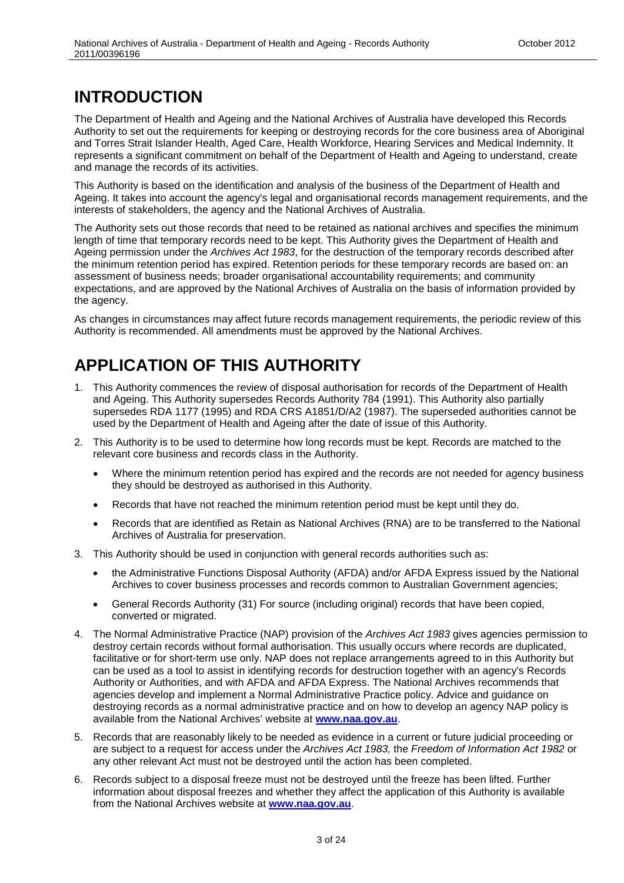# INTRODUCTION

The Department of Health and Ageing and the National Archives of Australia have developed this Records Authority to set out the requirements for keeping or destroying records for the core business area of Aboriginal and Torres Strait Islander Health, Aged Care, Health Workforce, Hearing Services and Medical Indemnity. It represents a significant commitment on behalf of the Department of Health and Ageing to understand, create and manage the records of its activities.

This Authority is based on the identification and analysis of the business of the Department of Health and Ageing. It takes into account the agency's legal and organisational records management requirements, and the interests of stakeholders, the agency and the National Archives of Australia.

The Authority sets out those records that need to be retained as national archives and specifies the minimum length of time that temporary records need to be kept. This Authority gives the Department of Health and Ageing permission under the *Archives Act 1983*, for the destruction of the temporary records described after the minimum retention period has expired. Retention periods for these temporary records are based on: an assessment of business needs; broader organisational accountability requirements; and community expectations, and are approved by the National Archives of Australia on the basis of information provided by the agency.

As changes in circumstances may affect future records management requirements, the periodic review of this Authority is recommended. All amendments must be approved by the National Archives.

# APPLICATION OF THIS AUTHORITY

1. This Authority commences the review of disposal authorisation for records of the Department of Health and Ageing. This Authority supersedes Records Authority 784 (1991). This Authority also partially supersedes RDA 1177 (1995) and RDA CRS A1851/D/A2 (1987). The superseded authorities cannot be used by the Department of Health and Ageing after the date of issue of this Authority.
2. This Authority is to be used to determine how long records must be kept. Records are matched to the relevant core business and records class in the Authority.
   - Where the minimum retention period has expired and the records are not needed for agency business they should be destroyed as authorised in this Authority.
   - Records that have not reached the minimum retention period must be kept until they do.
   - Records that are identified as Retain as National Archives (RNA) are to be transferred to the National Archives of Australia for preservation.
3. This Authority should be used in conjunction with general records authorities such as:
   - the Administrative Functions Disposal Authority (AFDA) and/or AFDA Express issued by the National Archives to cover business processes and records common to Australian Government agencies;
   - General Records Authority (31) For source (including original) records that have been copied, converted or migrated.
4. The Normal Administrative Practice (NAP) provision of the *Archives Act 1983* gives agencies permission to destroy certain records without formal authorisation. This usually occurs where records are duplicated, facilitative or for short-term use only. NAP does not replace arrangements agreed to in this Authority but can be used as a tool to assist in identifying records for destruction together with an agency's Records Authority or Authorities, and with AFDA and AFDA Express. The National Archives recommends that agencies develop and implement a Normal Administrative Practice policy. Advice and guidance on destroying records as a normal administrative practice and on how to develop an agency NAP policy is available from the National Archives' website at **www.naa.gov.au**.
5. Records that are reasonably likely to be needed as evidence in a current or future judicial proceeding or are subject to a request for access under the *Archives Act 1983,* the *Freedom of Information Act 1982* or any other relevant Act must not be destroyed until the action has been completed.
6. Records subject to a disposal freeze must not be destroyed until the freeze has been lifted. Further information about disposal freezes and whether they affect the application of this Authority is available from the National Archives website at **www.naa.gov.au**.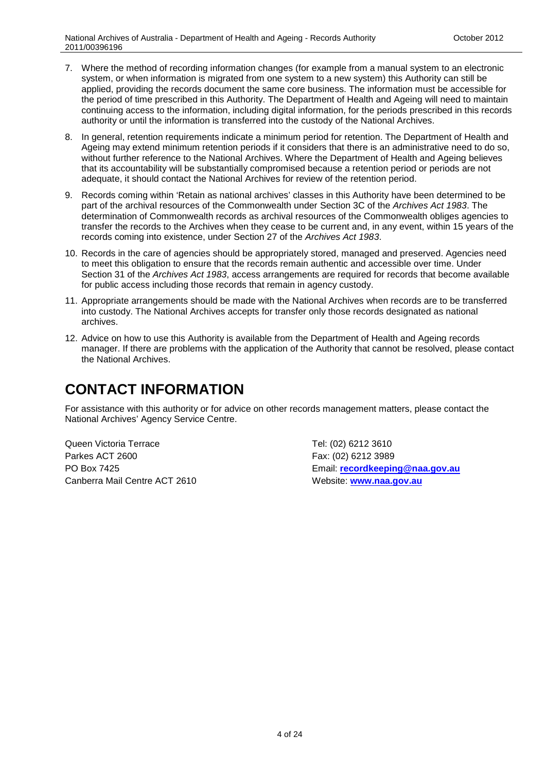7. Where the method of recording information changes (for example from a manual system to an electronic system, or when information is migrated from one system to a new system) this Authority can still be applied, providing the records document the same core business. The information must be accessible for the period of time prescribed in this Authority. The Department of Health and Ageing will need to maintain continuing access to the information, including digital information, for the periods prescribed in this records authority or until the information is transferred into the custody of the National Archives.
8. In general, retention requirements indicate a minimum period for retention. The Department of Health and Ageing may extend minimum retention periods if it considers that there is an administrative need to do so, without further reference to the National Archives. Where the Department of Health and Ageing believes that its accountability will be substantially compromised because a retention period or periods are not adequate, it should contact the National Archives for review of the retention period.
9. Records coming within 'Retain as national archives' classes in this Authority have been determined to be part of the archival resources of the Commonwealth under Section 3C of the *Archives Act 1983*. The determination of Commonwealth records as archival resources of the Commonwealth obliges agencies to transfer the records to the Archives when they cease to be current and, in any event, within 15 years of the records coming into existence, under Section 27 of the *Archives Act 1983*.
10. Records in the care of agencies should be appropriately stored, managed and preserved. Agencies need to meet this obligation to ensure that the records remain authentic and accessible over time. Under Section 31 of the *Archives Act 1983*, access arrangements are required for records that become available for public access including those records that remain in agency custody.
11. Appropriate arrangements should be made with the National Archives when records are to be transferred into custody. The National Archives accepts for transfer only those records designated as national archives.
12. Advice on how to use this Authority is available from the Department of Health and Ageing records manager. If there are problems with the application of the Authority that cannot be resolved, please contact the National Archives.

# CONTACT INFORMATION

For assistance with this authority or for advice on other records management matters, please contact the National Archives' Agency Service Centre.

Queen Victoria Terrace
Parkes ACT 2600
PO Box 7425
Canberra Mail Centre ACT 2610

Tel: (02) 6212 3610
Fax: (02) 6212 3989
Email: **recordkeeping@naa.gov.au**
Website: **www.naa.gov.au**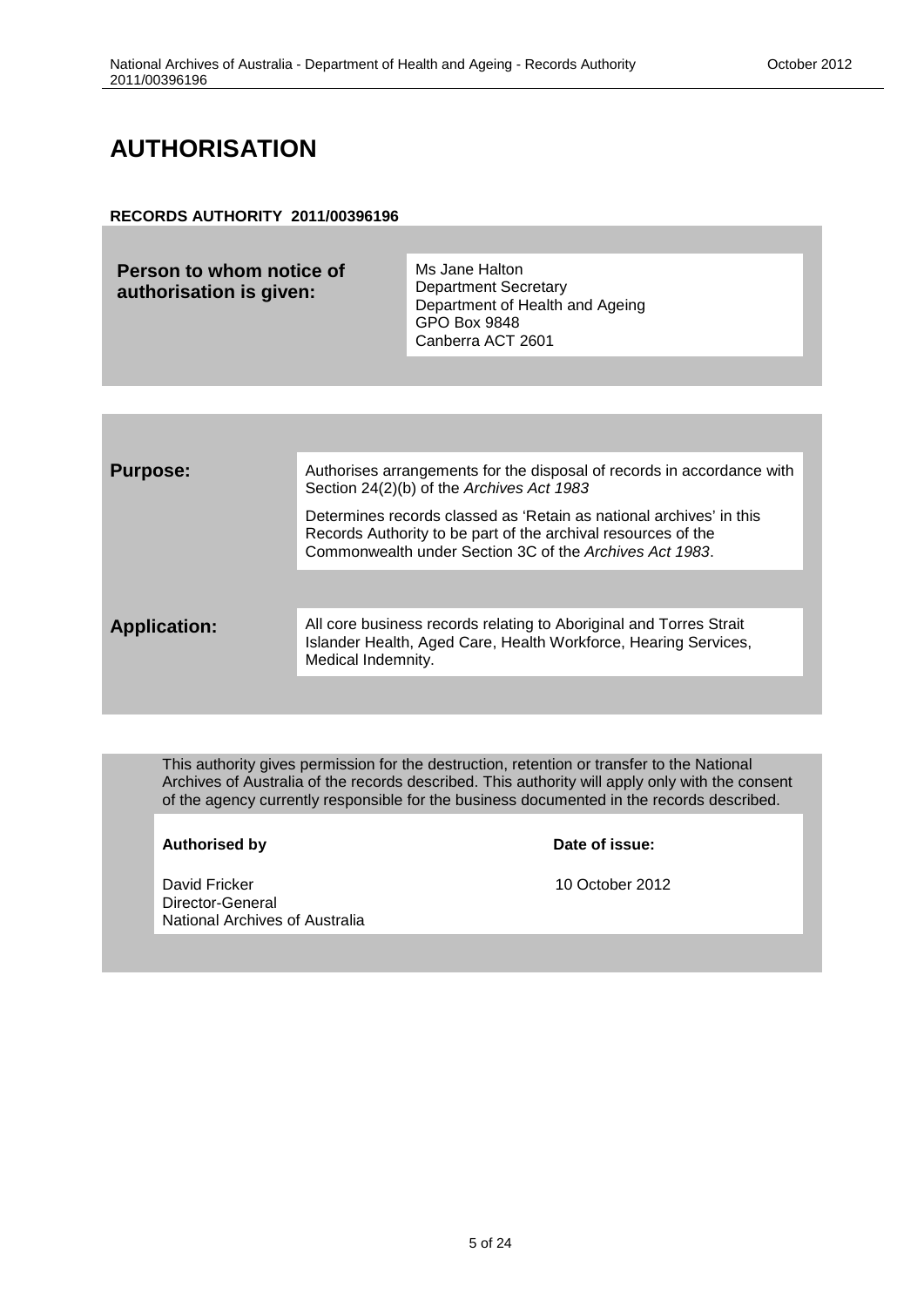# AUTHORISATION

**RECORDS AUTHORITY 2011/00396196**

| | |
|---|---|
| **Person to whom notice of authorisation is given:** | Ms Jane Halton<br>Department Secretary<br>Department of Health and Ageing<br>GPO Box 9848<br>Canberra ACT 2601 |

| | |
|---|---|
| **Purpose:** | Authorises arrangements for the disposal of records in accordance with Section 24(2)(b) of the *Archives Act 1983*<br><br>Determines records classed as 'Retain as national archives' in this Records Authority to be part of the archival resources of the Commonwealth under Section 3C of the *Archives Act 1983*. |
| **Application:** | All core business records relating to Aboriginal and Torres Strait Islander Health, Aged Care, Health Workforce, Hearing Services, Medical Indemnity. |

This authority gives permission for the destruction, retention or transfer to the National Archives of Australia of the records described. This authority will apply only with the consent of the agency currently responsible for the business documented in the records described.

| **Authorised by** | **Date of issue:** |
|---|---|
| David Fricker<br>Director-General<br>National Archives of Australia | 10 October 2012 |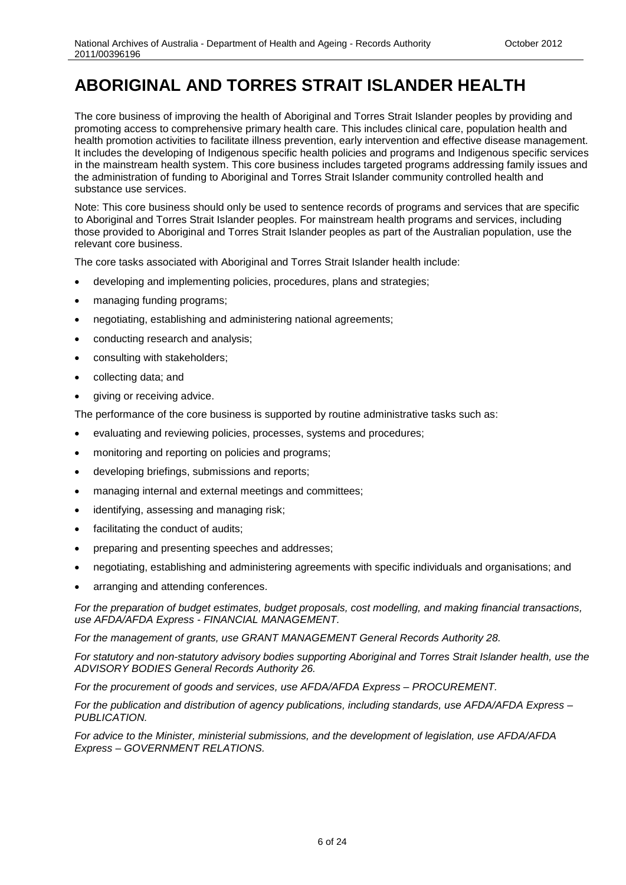# ABORIGINAL AND TORRES STRAIT ISLANDER HEALTH

The core business of improving the health of Aboriginal and Torres Strait Islander peoples by providing and promoting access to comprehensive primary health care. This includes clinical care, population health and health promotion activities to facilitate illness prevention, early intervention and effective disease management. It includes the developing of Indigenous specific health policies and programs and Indigenous specific services in the mainstream health system. This core business includes targeted programs addressing family issues and the administration of funding to Aboriginal and Torres Strait Islander community controlled health and substance use services.

Note: This core business should only be used to sentence records of programs and services that are specific to Aboriginal and Torres Strait Islander peoples. For mainstream health programs and services, including those provided to Aboriginal and Torres Strait Islander peoples as part of the Australian population, use the relevant core business.

The core tasks associated with Aboriginal and Torres Strait Islander health include:

- developing and implementing policies, procedures, plans and strategies;
- managing funding programs;
- negotiating, establishing and administering national agreements;
- conducting research and analysis;
- consulting with stakeholders;
- collecting data; and
- giving or receiving advice.

The performance of the core business is supported by routine administrative tasks such as:

- evaluating and reviewing policies, processes, systems and procedures;
- monitoring and reporting on policies and programs;
- developing briefings, submissions and reports;
- managing internal and external meetings and committees;
- identifying, assessing and managing risk;
- facilitating the conduct of audits;
- preparing and presenting speeches and addresses;
- negotiating, establishing and administering agreements with specific individuals and organisations; and
- arranging and attending conferences.

*For the preparation of budget estimates, budget proposals, cost modelling, and making financial transactions, use AFDA/AFDA Express - FINANCIAL MANAGEMENT.*

*For the management of grants, use GRANT MANAGEMENT General Records Authority 28.*

*For statutory and non-statutory advisory bodies supporting Aboriginal and Torres Strait Islander health, use the ADVISORY BODIES General Records Authority 26.*

*For the procurement of goods and services, use AFDA/AFDA Express – PROCUREMENT.*

*For the publication and distribution of agency publications, including standards, use AFDA/AFDA Express – PUBLICATION.*

*For advice to the Minister, ministerial submissions, and the development of legislation, use AFDA/AFDA Express – GOVERNMENT RELATIONS.*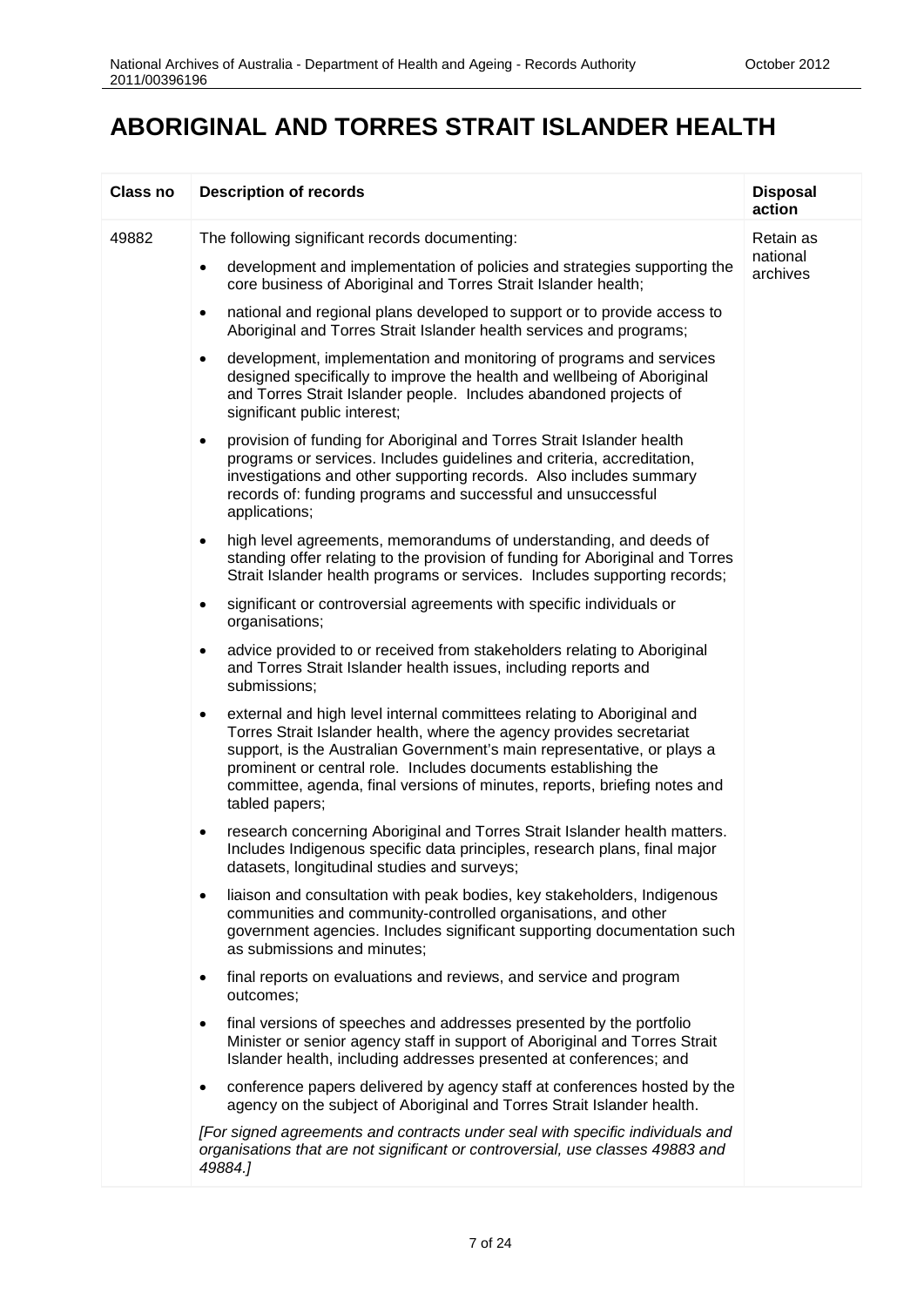# ABORIGINAL AND TORRES STRAIT ISLANDER HEALTH

| Class no | Description of records | Disposal action |
| --- | --- | --- |
| 49882 | The following significant records documenting:<br><br>• development and implementation of policies and strategies supporting the core business of Aboriginal and Torres Strait Islander health;<br>• national and regional plans developed to support or to provide access to Aboriginal and Torres Strait Islander health services and programs;<br>• development, implementation and monitoring of programs and services designed specifically to improve the health and wellbeing of Aboriginal and Torres Strait Islander people. Includes abandoned projects of significant public interest;<br>• provision of funding for Aboriginal and Torres Strait Islander health programs or services. Includes guidelines and criteria, accreditation, investigations and other supporting records. Also includes summary records of: funding programs and successful and unsuccessful applications;<br>• high level agreements, memorandums of understanding, and deeds of standing offer relating to the provision of funding for Aboriginal and Torres Strait Islander health programs or services. Includes supporting records;<br>• significant or controversial agreements with specific individuals or organisations;<br>• advice provided to or received from stakeholders relating to Aboriginal and Torres Strait Islander health issues, including reports and submissions;<br>• external and high level internal committees relating to Aboriginal and Torres Strait Islander health, where the agency provides secretariat support, is the Australian Government's main representative, or plays a prominent or central role. Includes documents establishing the committee, agenda, final versions of minutes, reports, briefing notes and tabled papers;<br>• research concerning Aboriginal and Torres Strait Islander health matters. Includes Indigenous specific data principles, research plans, final major datasets, longitudinal studies and surveys;<br>• liaison and consultation with peak bodies, key stakeholders, Indigenous communities and community-controlled organisations, and other government agencies. Includes significant supporting documentation such as submissions and minutes;<br>• final reports on evaluations and reviews, and service and program outcomes;<br>• final versions of speeches and addresses presented by the portfolio Minister or senior agency staff in support of Aboriginal and Torres Strait Islander health, including addresses presented at conferences; and<br>• conference papers delivered by agency staff at conferences hosted by the agency on the subject of Aboriginal and Torres Strait Islander health.<br><br>*[For signed agreements and contracts under seal with specific individuals and organisations that are not significant or controversial, use classes 49883 and 49884.]* | Retain as national archives |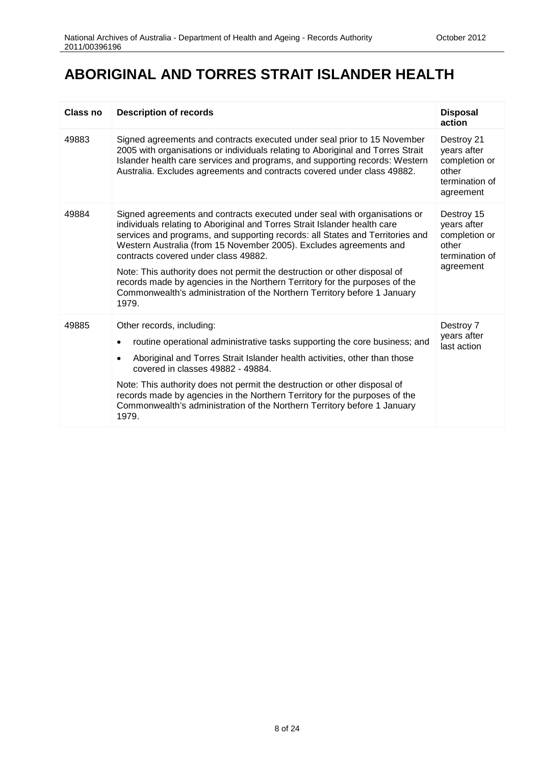# ABORIGINAL AND TORRES STRAIT ISLANDER HEALTH

| Class no | Description of records | Disposal action |
|---|---|---|
| 49883 | Signed agreements and contracts executed under seal prior to 15 November 2005 with organisations or individuals relating to Aboriginal and Torres Strait Islander health care services and programs, and supporting records: Western Australia. Excludes agreements and contracts covered under class 49882. | Destroy 21 years after completion or other termination of agreement |
| 49884 | Signed agreements and contracts executed under seal with organisations or individuals relating to Aboriginal and Torres Strait Islander health care services and programs, and supporting records: all States and Territories and Western Australia (from 15 November 2005). Excludes agreements and contracts covered under class 49882.<br><br>Note: This authority does not permit the destruction or other disposal of records made by agencies in the Northern Territory for the purposes of the Commonwealth's administration of the Northern Territory before 1 January 1979. | Destroy 15 years after completion or other termination of agreement |
| 49885 | Other records, including:<br>• routine operational administrative tasks supporting the core business; and<br>• Aboriginal and Torres Strait Islander health activities, other than those covered in classes 49882 - 49884.<br><br>Note: This authority does not permit the destruction or other disposal of records made by agencies in the Northern Territory for the purposes of the Commonwealth's administration of the Northern Territory before 1 January 1979. | Destroy 7 years after last action |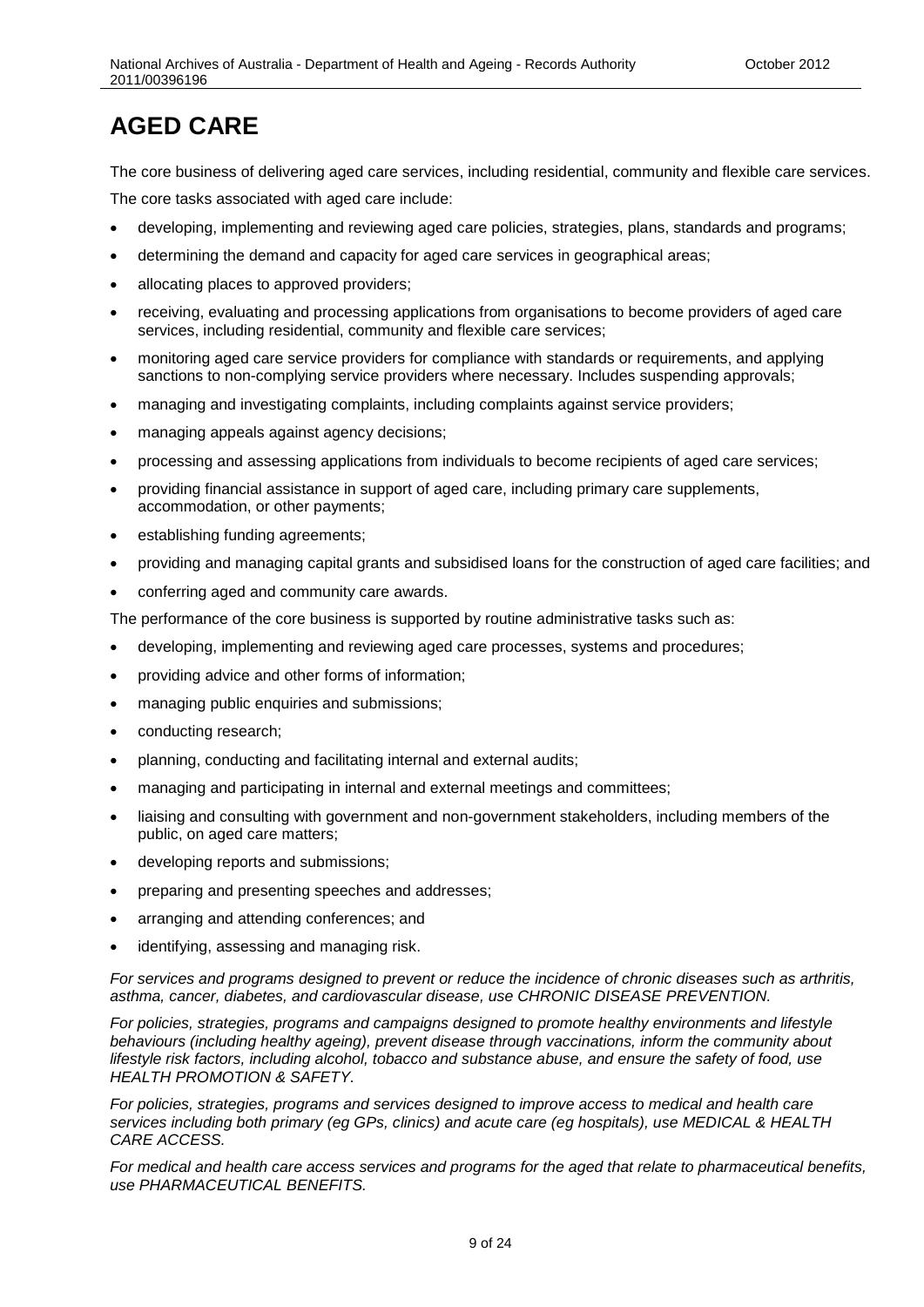# AGED CARE

The core business of delivering aged care services, including residential, community and flexible care services.

The core tasks associated with aged care include:

- developing, implementing and reviewing aged care policies, strategies, plans, standards and programs;
- determining the demand and capacity for aged care services in geographical areas;
- allocating places to approved providers;
- receiving, evaluating and processing applications from organisations to become providers of aged care services, including residential, community and flexible care services;
- monitoring aged care service providers for compliance with standards or requirements, and applying sanctions to non-complying service providers where necessary. Includes suspending approvals;
- managing and investigating complaints, including complaints against service providers;
- managing appeals against agency decisions;
- processing and assessing applications from individuals to become recipients of aged care services;
- providing financial assistance in support of aged care, including primary care supplements, accommodation, or other payments;
- establishing funding agreements;
- providing and managing capital grants and subsidised loans for the construction of aged care facilities; and
- conferring aged and community care awards.

The performance of the core business is supported by routine administrative tasks such as:

- developing, implementing and reviewing aged care processes, systems and procedures;
- providing advice and other forms of information;
- managing public enquiries and submissions;
- conducting research;
- planning, conducting and facilitating internal and external audits;
- managing and participating in internal and external meetings and committees;
- liaising and consulting with government and non-government stakeholders, including members of the public, on aged care matters;
- developing reports and submissions;
- preparing and presenting speeches and addresses;
- arranging and attending conferences; and
- identifying, assessing and managing risk.

*For services and programs designed to prevent or reduce the incidence of chronic diseases such as arthritis, asthma, cancer, diabetes, and cardiovascular disease, use CHRONIC DISEASE PREVENTION.*

*For policies, strategies, programs and campaigns designed to promote healthy environments and lifestyle behaviours (including healthy ageing), prevent disease through vaccinations, inform the community about lifestyle risk factors, including alcohol, tobacco and substance abuse, and ensure the safety of food, use HEALTH PROMOTION & SAFETY.*

*For policies, strategies, programs and services designed to improve access to medical and health care services including both primary (eg GPs, clinics) and acute care (eg hospitals), use MEDICAL & HEALTH CARE ACCESS.*

*For medical and health care access services and programs for the aged that relate to pharmaceutical benefits, use PHARMACEUTICAL BENEFITS.*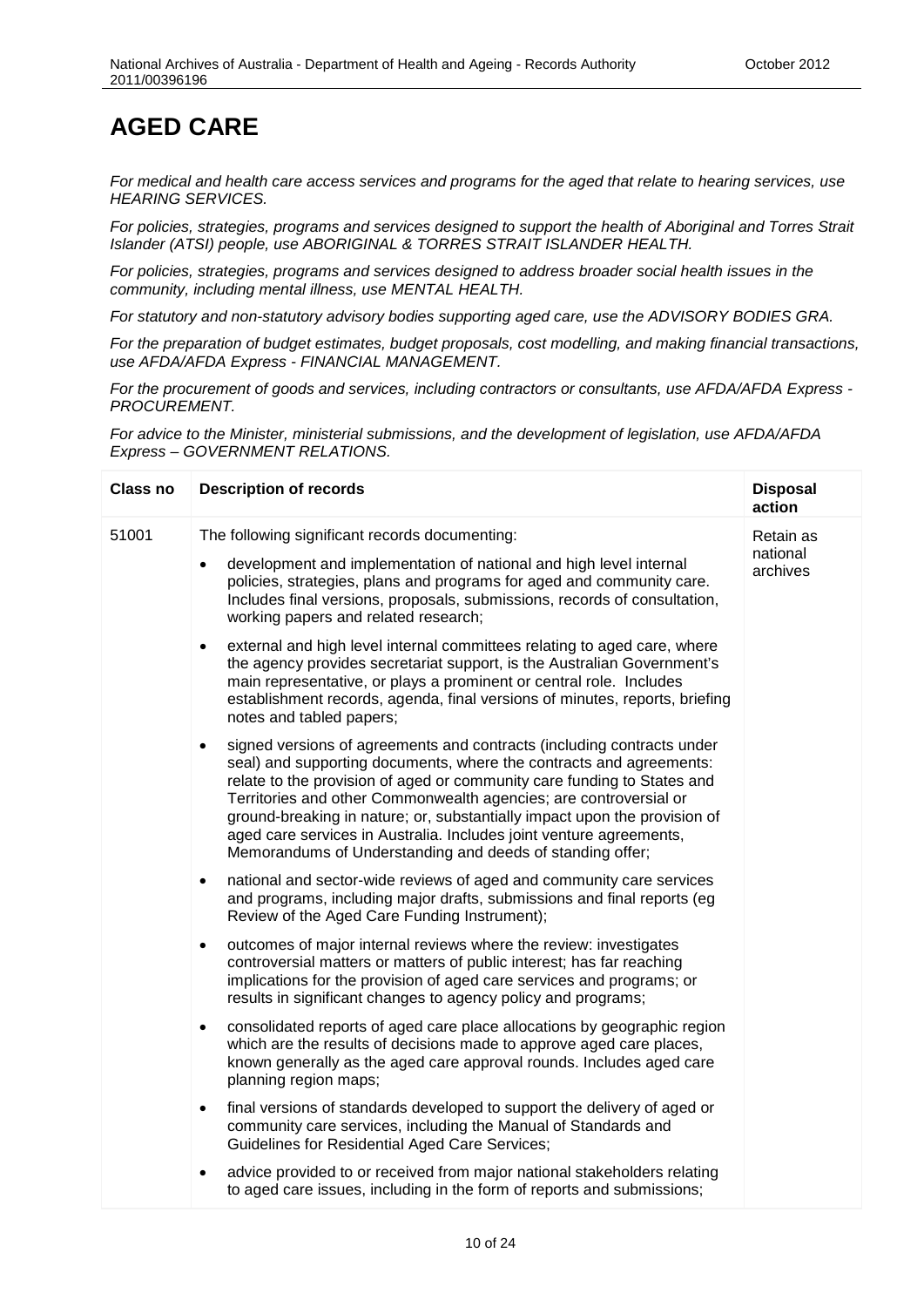# AGED CARE

*For medical and health care access services and programs for the aged that relate to hearing services, use HEARING SERVICES.*

*For policies, strategies, programs and services designed to support the health of Aboriginal and Torres Strait Islander (ATSI) people, use ABORIGINAL & TORRES STRAIT ISLANDER HEALTH.*

*For policies, strategies, programs and services designed to address broader social health issues in the community, including mental illness, use MENTAL HEALTH.*

*For statutory and non-statutory advisory bodies supporting aged care, use the ADVISORY BODIES GRA.*

*For the preparation of budget estimates, budget proposals, cost modelling, and making financial transactions, use AFDA/AFDA Express - FINANCIAL MANAGEMENT.*

*For the procurement of goods and services, including contractors or consultants, use AFDA/AFDA Express - PROCUREMENT.*

*For advice to the Minister, ministerial submissions, and the development of legislation, use AFDA/AFDA Express – GOVERNMENT RELATIONS.*

| Class no | Description of records | Disposal action |
|---|---|---|
| 51001 | The following significant records documenting:<br>• development and implementation of national and high level internal policies, strategies, plans and programs for aged and community care. Includes final versions, proposals, submissions, records of consultation, working papers and related research;<br>• external and high level internal committees relating to aged care, where the agency provides secretariat support, is the Australian Government's main representative, or plays a prominent or central role. Includes establishment records, agenda, final versions of minutes, reports, briefing notes and tabled papers;<br>• signed versions of agreements and contracts (including contracts under seal) and supporting documents, where the contracts and agreements: relate to the provision of aged or community care funding to States and Territories and other Commonwealth agencies; are controversial or ground-breaking in nature; or, substantially impact upon the provision of aged care services in Australia. Includes joint venture agreements, Memorandums of Understanding and deeds of standing offer;<br>• national and sector-wide reviews of aged and community care services and programs, including major drafts, submissions and final reports (eg Review of the Aged Care Funding Instrument);<br>• outcomes of major internal reviews where the review: investigates controversial matters or matters of public interest; has far reaching implications for the provision of aged care services and programs; or results in significant changes to agency policy and programs;<br>• consolidated reports of aged care place allocations by geographic region which are the results of decisions made to approve aged care places, known generally as the aged care approval rounds. Includes aged care planning region maps;<br>• final versions of standards developed to support the delivery of aged or community care services, including the Manual of Standards and Guidelines for Residential Aged Care Services;<br>• advice provided to or received from major national stakeholders relating to aged care issues, including in the form of reports and submissions; | Retain as national archives |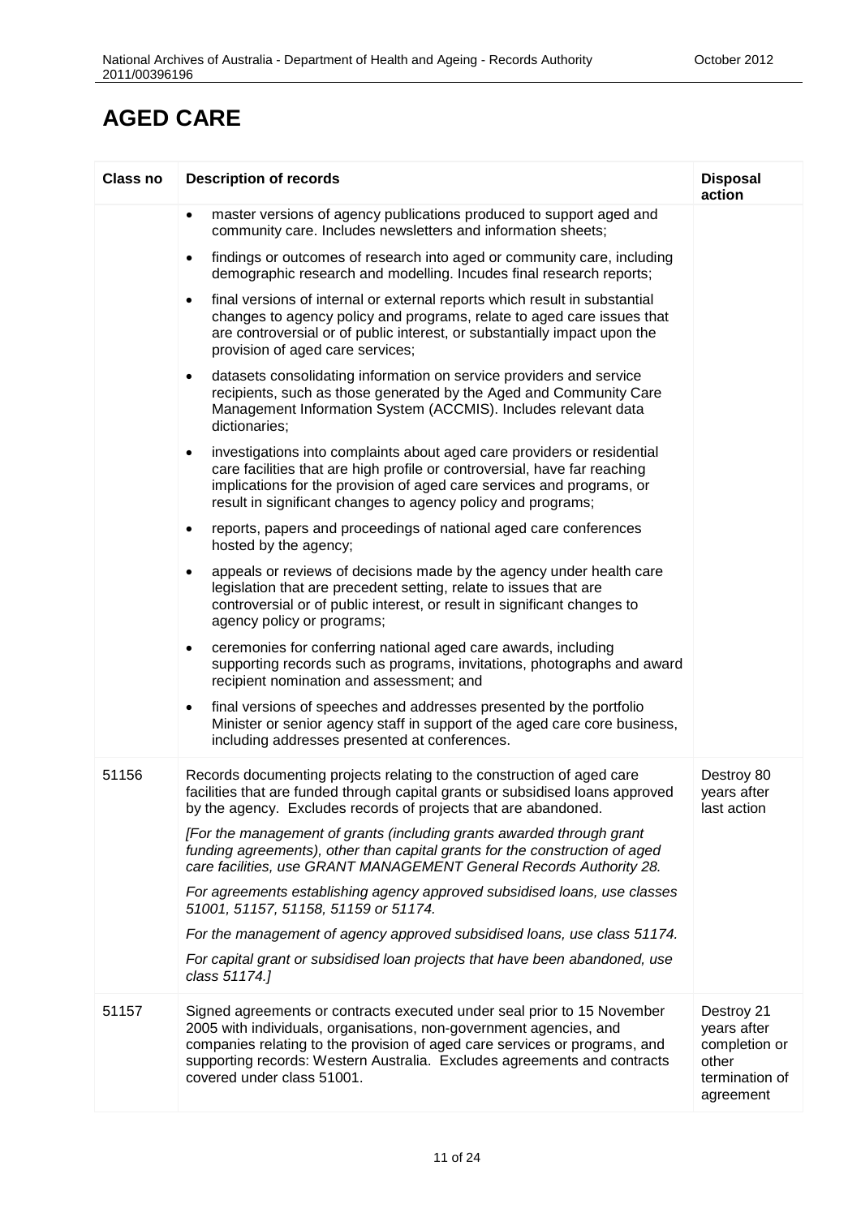# AGED CARE

| Class no | Description of records | Disposal action |
|---|---|---|
| | • master versions of agency publications produced to support aged and community care. Includes newsletters and information sheets;<br>• findings or outcomes of research into aged or community care, including demographic research and modelling. Incudes final research reports;<br>• final versions of internal or external reports which result in substantial changes to agency policy and programs, relate to aged care issues that are controversial or of public interest, or substantially impact upon the provision of aged care services;<br>• datasets consolidating information on service providers and service recipients, such as those generated by the Aged and Community Care Management Information System (ACCMIS). Includes relevant data dictionaries;<br>• investigations into complaints about aged care providers or residential care facilities that are high profile or controversial, have far reaching implications for the provision of aged care services and programs, or result in significant changes to agency policy and programs;<br>• reports, papers and proceedings of national aged care conferences hosted by the agency;<br>• appeals or reviews of decisions made by the agency under health care legislation that are precedent setting, relate to issues that are controversial or of public interest, or result in significant changes to agency policy or programs;<br>• ceremonies for conferring national aged care awards, including supporting records such as programs, invitations, photographs and award recipient nomination and assessment; and<br>• final versions of speeches and addresses presented by the portfolio Minister or senior agency staff in support of the aged care core business, including addresses presented at conferences. | |
| 51156 | Records documenting projects relating to the construction of aged care facilities that are funded through capital grants or subsidised loans approved by the agency. Excludes records of projects that are abandoned.<br><br>*[For the management of grants (including grants awarded through grant funding agreements), other than capital grants for the construction of aged care facilities, use GRANT MANAGEMENT General Records Authority 28.*<br><br>*For agreements establishing agency approved subsidised loans, use classes 51001, 51157, 51158, 51159 or 51174.*<br><br>*For the management of agency approved subsidised loans, use class 51174.*<br><br>*For capital grant or subsidised loan projects that have been abandoned, use class 51174.]* | Destroy 80 years after last action |
| 51157 | Signed agreements or contracts executed under seal prior to 15 November 2005 with individuals, organisations, non-government agencies, and companies relating to the provision of aged care services or programs, and supporting records: Western Australia. Excludes agreements and contracts covered under class 51001. | Destroy 21 years after completion or other termination of agreement |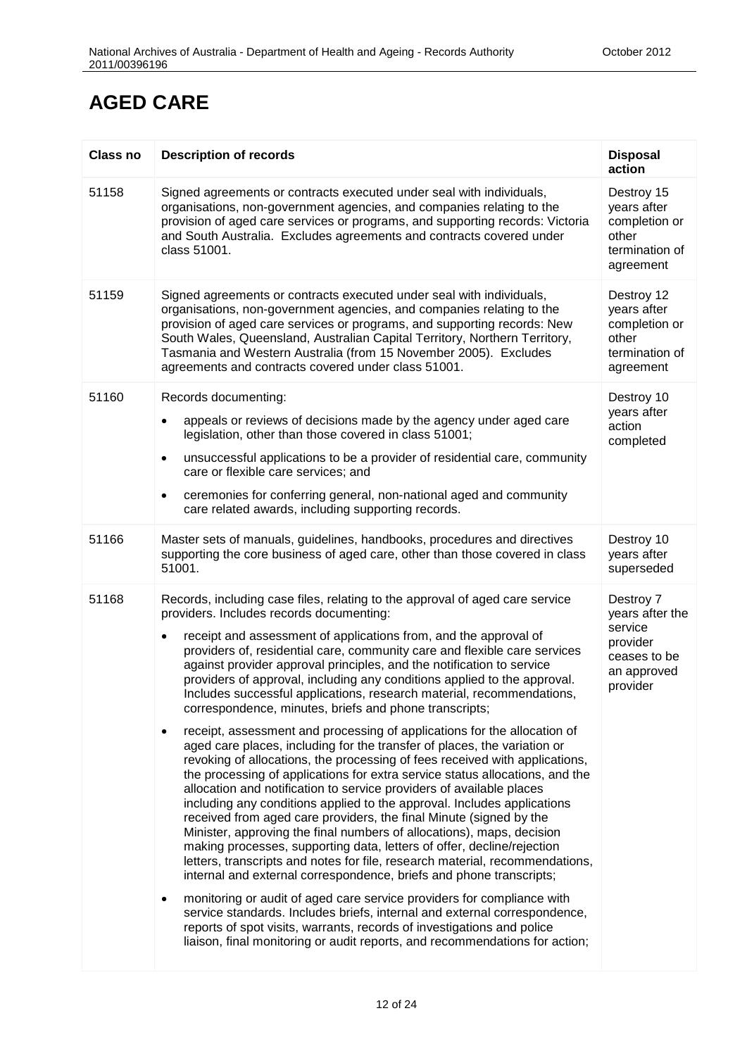# AGED CARE

| Class no | Description of records | Disposal action |
|---|---|---|
| 51158 | Signed agreements or contracts executed under seal with individuals, organisations, non-government agencies, and companies relating to the provision of aged care services or programs, and supporting records: Victoria and South Australia. Excludes agreements and contracts covered under class 51001. | Destroy 15 years after completion or other termination of agreement |
| 51159 | Signed agreements or contracts executed under seal with individuals, organisations, non-government agencies, and companies relating to the provision of aged care services or programs, and supporting records: New South Wales, Queensland, Australian Capital Territory, Northern Territory, Tasmania and Western Australia (from 15 November 2005). Excludes agreements and contracts covered under class 51001. | Destroy 12 years after completion or other termination of agreement |
| 51160 | Records documenting:<br>• appeals or reviews of decisions made by the agency under aged care legislation, other than those covered in class 51001;<br>• unsuccessful applications to be a provider of residential care, community care or flexible care services; and<br>• ceremonies for conferring general, non-national aged and community care related awards, including supporting records. | Destroy 10 years after action completed |
| 51166 | Master sets of manuals, guidelines, handbooks, procedures and directives supporting the core business of aged care, other than those covered in class 51001. | Destroy 10 years after superseded |
| 51168 | Records, including case files, relating to the approval of aged care service providers. Includes records documenting:<br>• receipt and assessment of applications from, and the approval of providers of, residential care, community care and flexible care services against provider approval principles, and the notification to service providers of approval, including any conditions applied to the approval. Includes successful applications, research material, recommendations, correspondence, minutes, briefs and phone transcripts;<br>• receipt, assessment and processing of applications for the allocation of aged care places, including for the transfer of places, the variation or revoking of allocations, the processing of fees received with applications, the processing of applications for extra service status allocations, and the allocation and notification to service providers of available places including any conditions applied to the approval. Includes applications received from aged care providers, the final Minute (signed by the Minister, approving the final numbers of allocations), maps, decision making processes, supporting data, letters of offer, decline/rejection letters, transcripts and notes for file, research material, recommendations, internal and external correspondence, briefs and phone transcripts;<br>• monitoring or audit of aged care service providers for compliance with service standards. Includes briefs, internal and external correspondence, reports of spot visits, warrants, records of investigations and police liaison, final monitoring or audit reports, and recommendations for action; | Destroy 7 years after the service provider ceases to be an approved provider |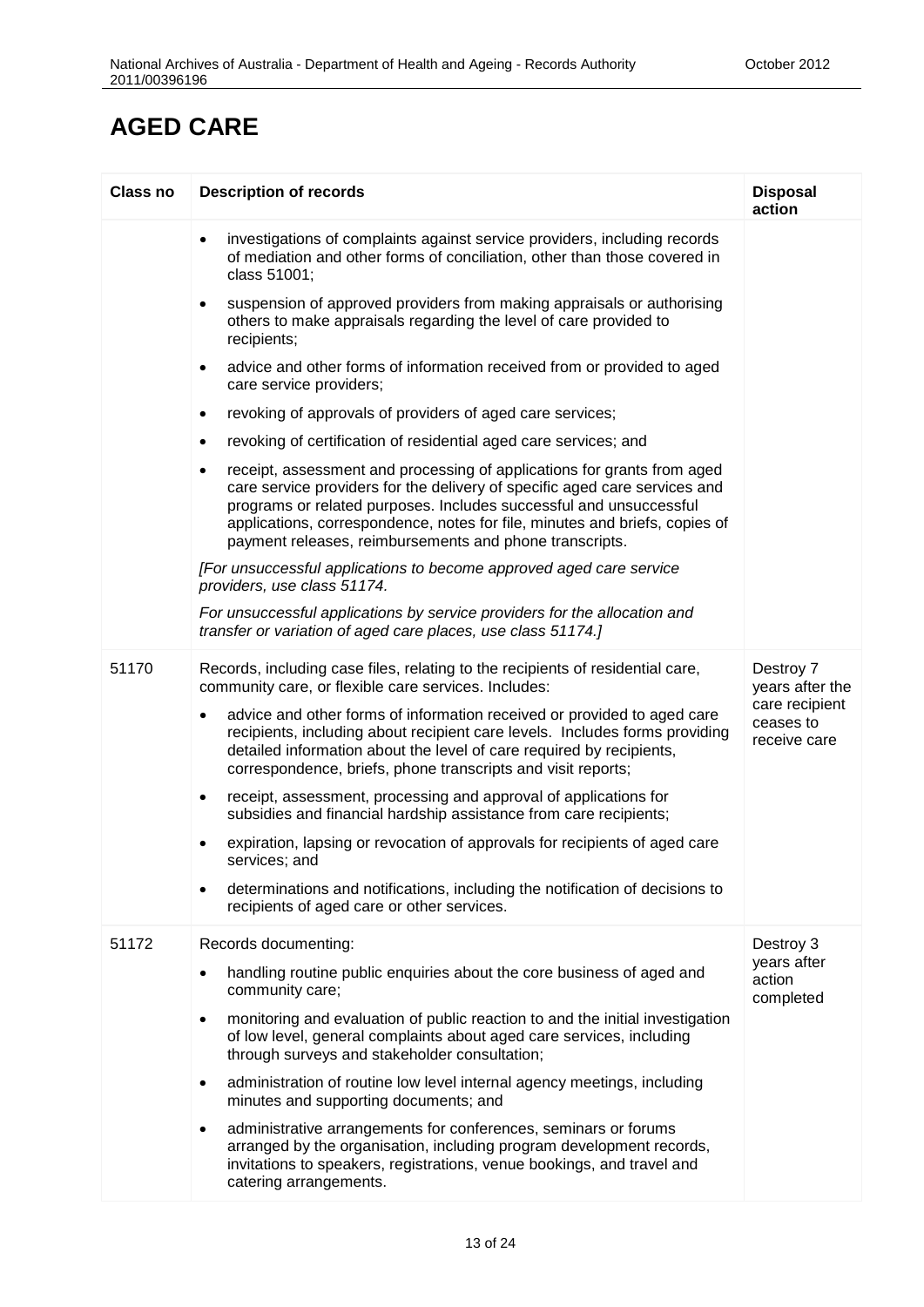# AGED CARE

| Class no | Description of records | Disposal action |
|---|---|---|
| | • investigations of complaints against service providers, including records of mediation and other forms of conciliation, other than those covered in class 51001;<br>• suspension of approved providers from making appraisals or authorising others to make appraisals regarding the level of care provided to recipients;<br>• advice and other forms of information received from or provided to aged care service providers;<br>• revoking of approvals of providers of aged care services;<br>• revoking of certification of residential aged care services; and<br>• receipt, assessment and processing of applications for grants from aged care service providers for the delivery of specific aged care services and programs or related purposes. Includes successful and unsuccessful applications, correspondence, notes for file, minutes and briefs, copies of payment releases, reimbursements and phone transcripts.<br>*[For unsuccessful applications to become approved aged care service providers, use class 51174.*<br>*For unsuccessful applications by service providers for the allocation and transfer or variation of aged care places, use class 51174.]* | |
| 51170 | Records, including case files, relating to the recipients of residential care, community care, or flexible care services. Includes:<br>• advice and other forms of information received or provided to aged care recipients, including about recipient care levels. Includes forms providing detailed information about the level of care required by recipients, correspondence, briefs, phone transcripts and visit reports;<br>• receipt, assessment, processing and approval of applications for subsidies and financial hardship assistance from care recipients;<br>• expiration, lapsing or revocation of approvals for recipients of aged care services; and<br>• determinations and notifications, including the notification of decisions to recipients of aged care or other services. | Destroy 7 years after the care recipient ceases to receive care |
| 51172 | Records documenting:<br>• handling routine public enquiries about the core business of aged and community care;<br>• monitoring and evaluation of public reaction to and the initial investigation of low level, general complaints about aged care services, including through surveys and stakeholder consultation;<br>• administration of routine low level internal agency meetings, including minutes and supporting documents; and<br>• administrative arrangements for conferences, seminars or forums arranged by the organisation, including program development records, invitations to speakers, registrations, venue bookings, and travel and catering arrangements. | Destroy 3 years after action completed |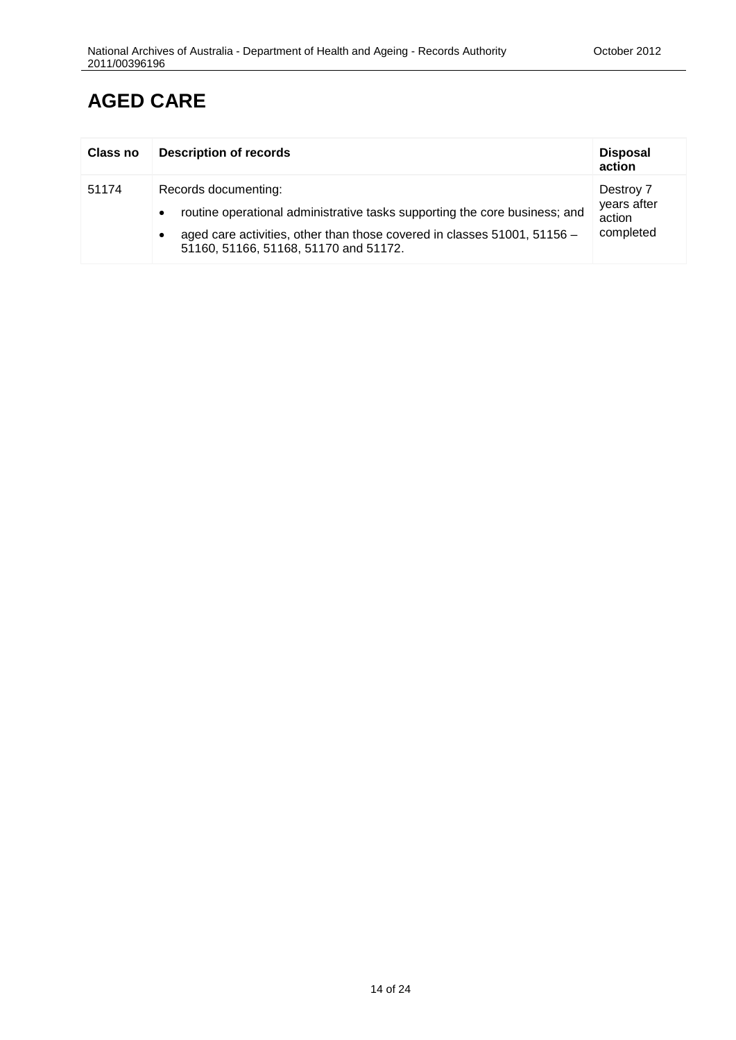# AGED CARE

| Class no | Description of records | Disposal action |
|---|---|---|
| 51174 | Records documenting:<br>• routine operational administrative tasks supporting the core business; and<br>• aged care activities, other than those covered in classes 51001, 51156 – 51160, 51166, 51168, 51170 and 51172. | Destroy 7 years after action completed |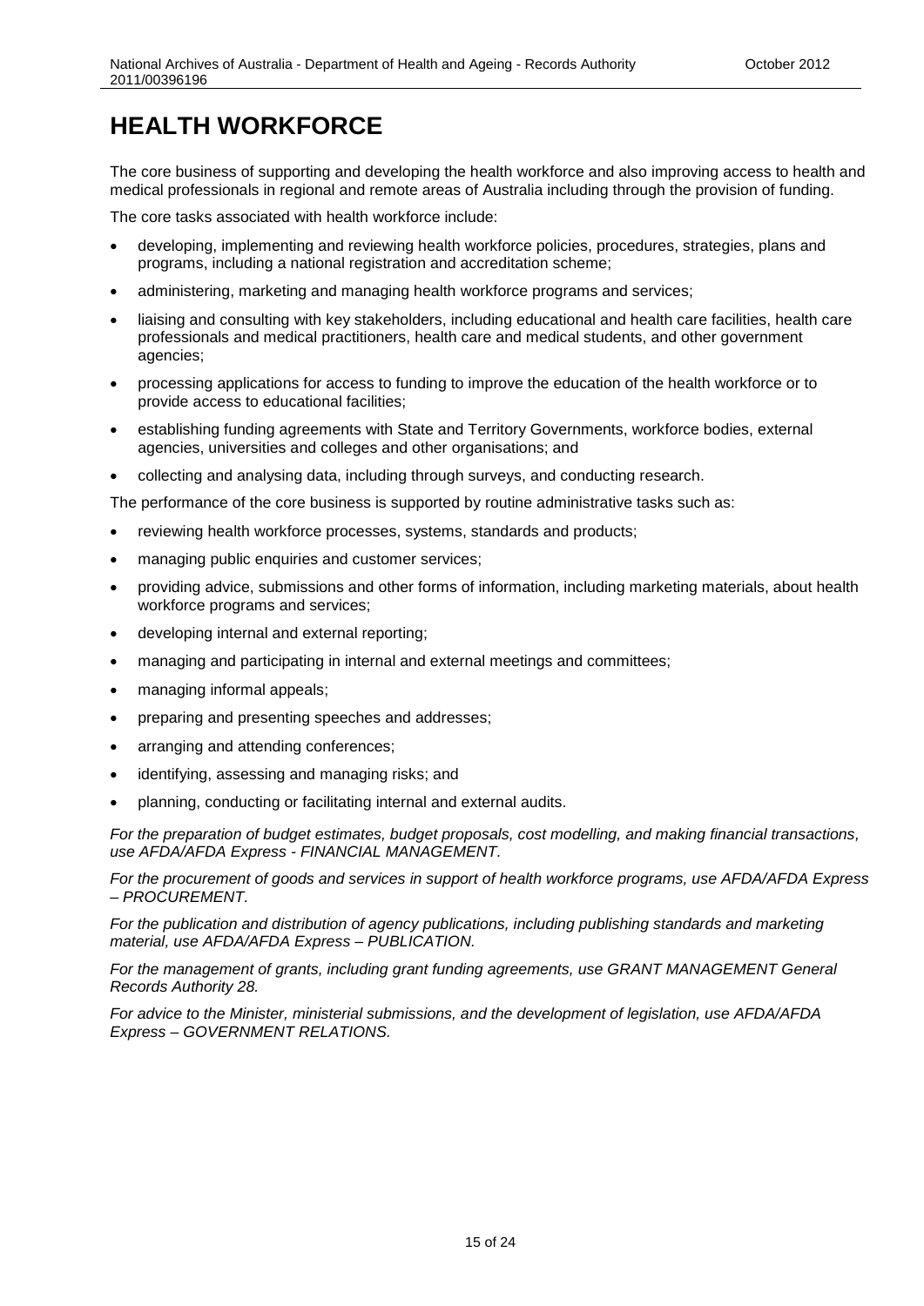# HEALTH WORKFORCE

The core business of supporting and developing the health workforce and also improving access to health and medical professionals in regional and remote areas of Australia including through the provision of funding.

The core tasks associated with health workforce include:

- developing, implementing and reviewing health workforce policies, procedures, strategies, plans and programs, including a national registration and accreditation scheme;
- administering, marketing and managing health workforce programs and services;
- liaising and consulting with key stakeholders, including educational and health care facilities, health care professionals and medical practitioners, health care and medical students, and other government agencies;
- processing applications for access to funding to improve the education of the health workforce or to provide access to educational facilities;
- establishing funding agreements with State and Territory Governments, workforce bodies, external agencies, universities and colleges and other organisations; and
- collecting and analysing data, including through surveys, and conducting research.

The performance of the core business is supported by routine administrative tasks such as:

- reviewing health workforce processes, systems, standards and products;
- managing public enquiries and customer services;
- providing advice, submissions and other forms of information, including marketing materials, about health workforce programs and services;
- developing internal and external reporting;
- managing and participating in internal and external meetings and committees;
- managing informal appeals;
- preparing and presenting speeches and addresses;
- arranging and attending conferences;
- identifying, assessing and managing risks; and
- planning, conducting or facilitating internal and external audits.

*For the preparation of budget estimates, budget proposals, cost modelling, and making financial transactions, use AFDA/AFDA Express - FINANCIAL MANAGEMENT.*

*For the procurement of goods and services in support of health workforce programs, use AFDA/AFDA Express – PROCUREMENT.*

*For the publication and distribution of agency publications, including publishing standards and marketing material, use AFDA/AFDA Express – PUBLICATION.*

*For the management of grants, including grant funding agreements, use GRANT MANAGEMENT General Records Authority 28.*

*For advice to the Minister, ministerial submissions, and the development of legislation, use AFDA/AFDA Express – GOVERNMENT RELATIONS.*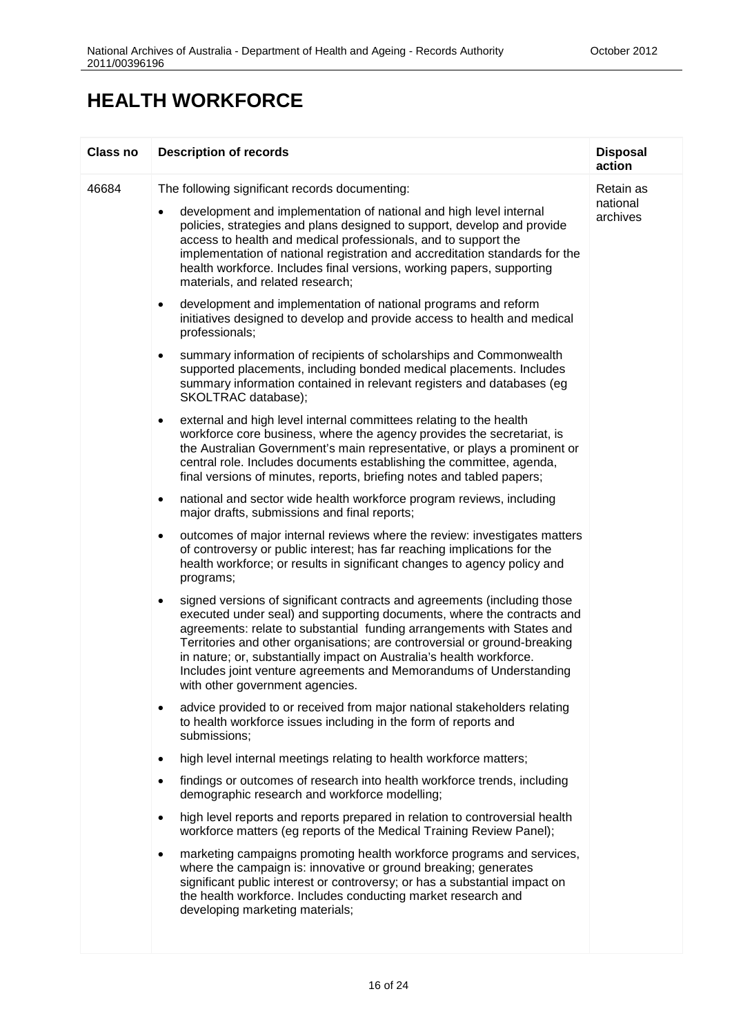# HEALTH WORKFORCE

| Class no | Description of records | Disposal action |
|---|---|---|
| 46684 | The following significant records documenting:<br>• development and implementation of national and high level internal policies, strategies and plans designed to support, develop and provide access to health and medical professionals, and to support the implementation of national registration and accreditation standards for the health workforce. Includes final versions, working papers, supporting materials, and related research;<br>• development and implementation of national programs and reform initiatives designed to develop and provide access to health and medical professionals;<br>• summary information of recipients of scholarships and Commonwealth supported placements, including bonded medical placements. Includes summary information contained in relevant registers and databases (eg SKOLTRAC database);<br>• external and high level internal committees relating to the health workforce core business, where the agency provides the secretariat, is the Australian Government's main representative, or plays a prominent or central role. Includes documents establishing the committee, agenda, final versions of minutes, reports, briefing notes and tabled papers;<br>• national and sector wide health workforce program reviews, including major drafts, submissions and final reports;<br>• outcomes of major internal reviews where the review: investigates matters of controversy or public interest; has far reaching implications for the health workforce; or results in significant changes to agency policy and programs;<br>• signed versions of significant contracts and agreements (including those executed under seal) and supporting documents, where the contracts and agreements: relate to substantial funding arrangements with States and Territories and other organisations; are controversial or ground-breaking in nature; or, substantially impact on Australia's health workforce. Includes joint venture agreements and Memorandums of Understanding with other government agencies.<br>• advice provided to or received from major national stakeholders relating to health workforce issues including in the form of reports and submissions;<br>• high level internal meetings relating to health workforce matters;<br>• findings or outcomes of research into health workforce trends, including demographic research and workforce modelling;<br>• high level reports and reports prepared in relation to controversial health workforce matters (eg reports of the Medical Training Review Panel);<br>• marketing campaigns promoting health workforce programs and services, where the campaign is: innovative or ground breaking; generates significant public interest or controversy; or has a substantial impact on the health workforce. Includes conducting market research and developing marketing materials; | Retain as national archives |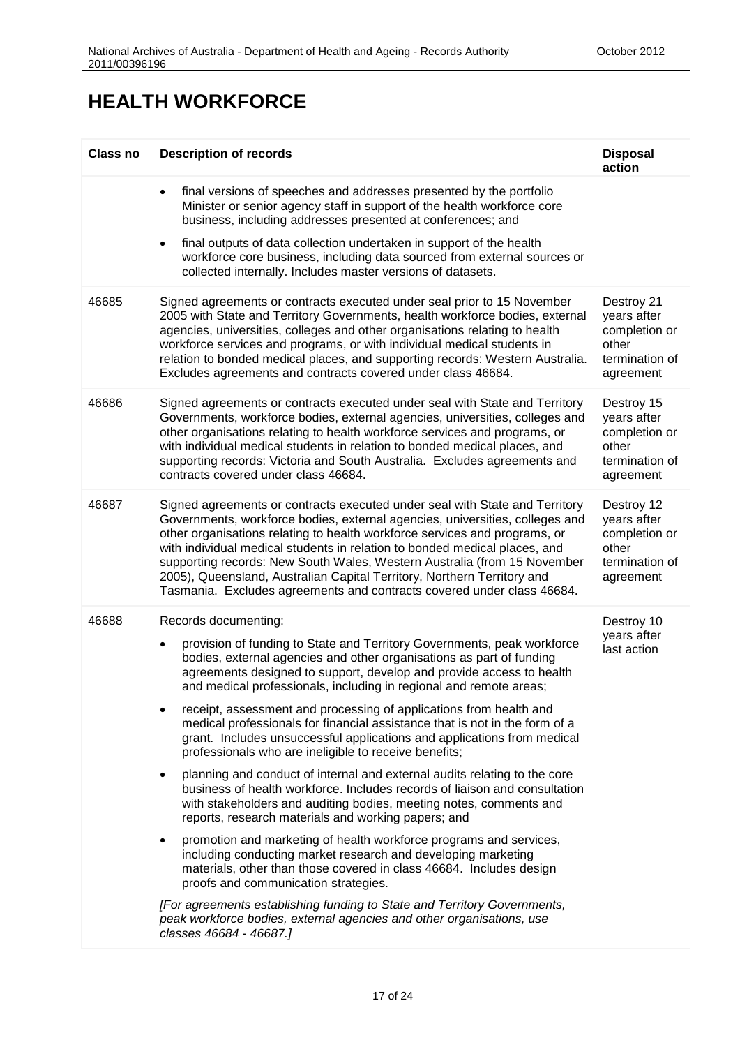# HEALTH WORKFORCE

| Class no | Description of records | Disposal action |
|---|---|---|
| | • final versions of speeches and addresses presented by the portfolio Minister or senior agency staff in support of the health workforce core business, including addresses presented at conferences; and<br>• final outputs of data collection undertaken in support of the health workforce core business, including data sourced from external sources or collected internally. Includes master versions of datasets. | |
| 46685 | Signed agreements or contracts executed under seal prior to 15 November 2005 with State and Territory Governments, health workforce bodies, external agencies, universities, colleges and other organisations relating to health workforce services and programs, or with individual medical students in relation to bonded medical places, and supporting records: Western Australia. Excludes agreements and contracts covered under class 46684. | Destroy 21 years after completion or other termination of agreement |
| 46686 | Signed agreements or contracts executed under seal with State and Territory Governments, workforce bodies, external agencies, universities, colleges and other organisations relating to health workforce services and programs, or with individual medical students in relation to bonded medical places, and supporting records: Victoria and South Australia. Excludes agreements and contracts covered under class 46684. | Destroy 15 years after completion or other termination of agreement |
| 46687 | Signed agreements or contracts executed under seal with State and Territory Governments, workforce bodies, external agencies, universities, colleges and other organisations relating to health workforce services and programs, or with individual medical students in relation to bonded medical places, and supporting records: New South Wales, Western Australia (from 15 November 2005), Queensland, Australian Capital Territory, Northern Territory and Tasmania. Excludes agreements and contracts covered under class 46684. | Destroy 12 years after completion or other termination of agreement |
| 46688 | Records documenting:<br>• provision of funding to State and Territory Governments, peak workforce bodies, external agencies and other organisations as part of funding agreements designed to support, develop and provide access to health and medical professionals, including in regional and remote areas;<br>• receipt, assessment and processing of applications from health and medical professionals for financial assistance that is not in the form of a grant. Includes unsuccessful applications and applications from medical professionals who are ineligible to receive benefits;<br>• planning and conduct of internal and external audits relating to the core business of health workforce. Includes records of liaison and consultation with stakeholders and auditing bodies, meeting notes, comments and reports, research materials and working papers; and<br>• promotion and marketing of health workforce programs and services, including conducting market research and developing marketing materials, other than those covered in class 46684. Includes design proofs and communication strategies.<br>*[For agreements establishing funding to State and Territory Governments, peak workforce bodies, external agencies and other organisations, use classes 46684 - 46687.]* | Destroy 10 years after last action |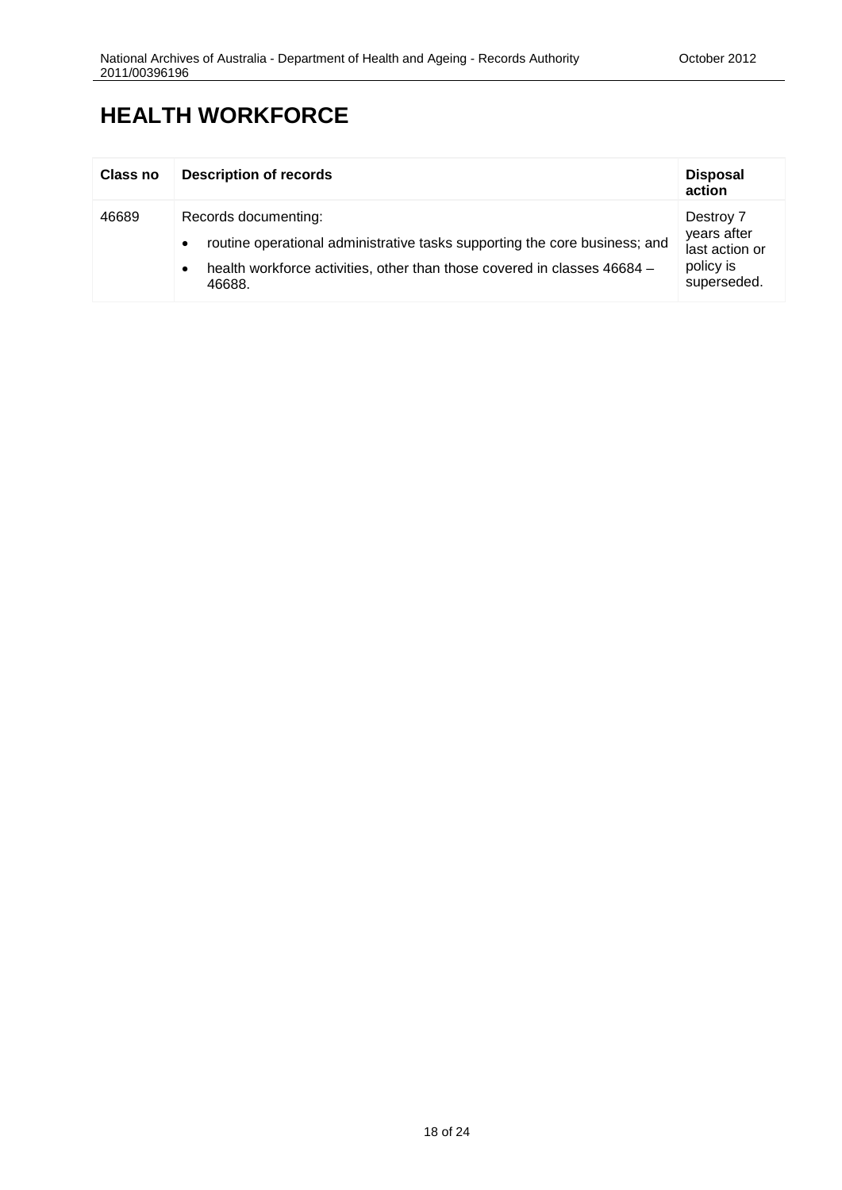# HEALTH WORKFORCE

| Class no | Description of records | Disposal action |
|---|---|---|
| 46689 | Records documenting:<br>• routine operational administrative tasks supporting the core business; and<br>• health workforce activities, other than those covered in classes 46684 – 46688. | Destroy 7 years after last action or policy is superseded. |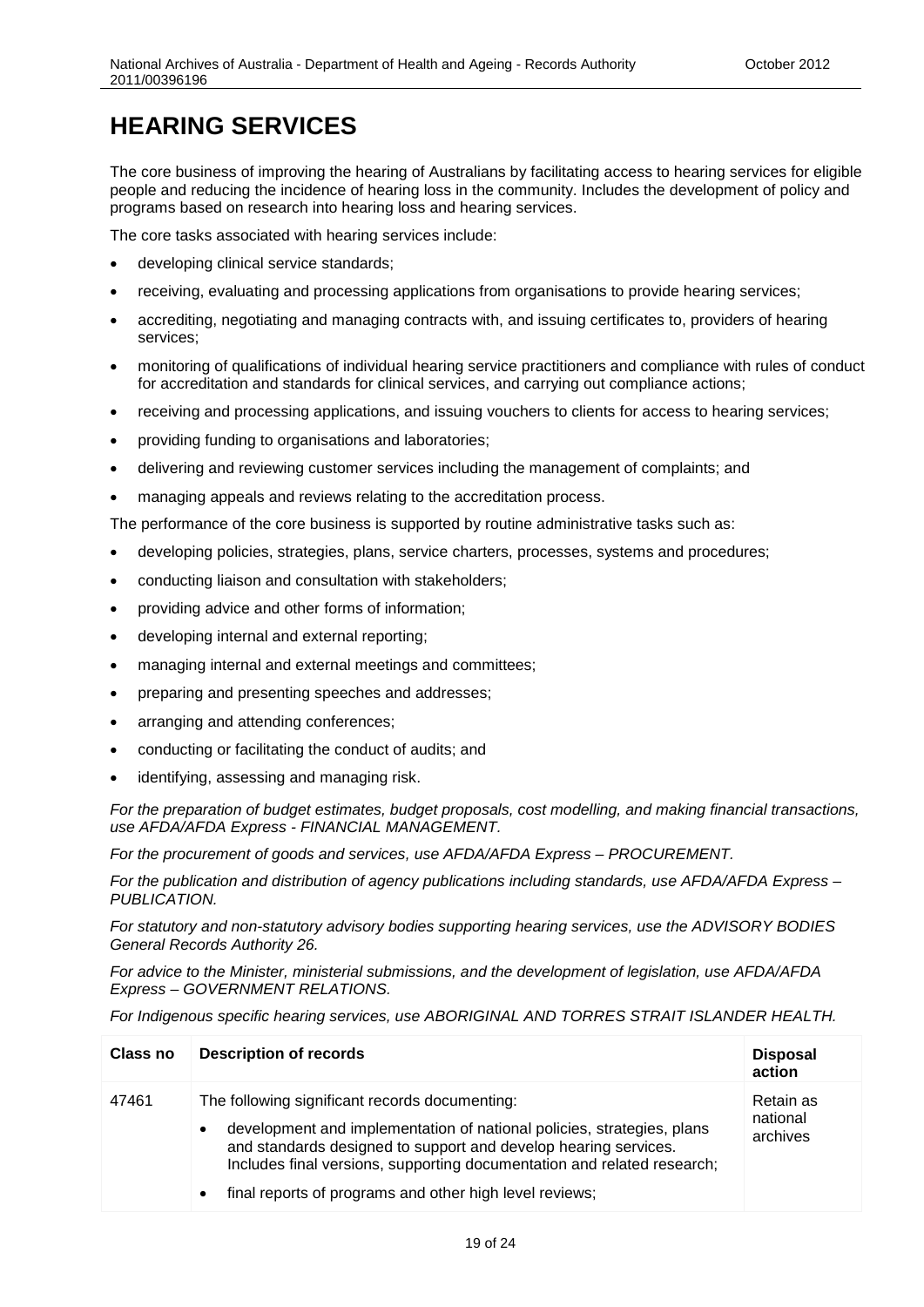# HEARING SERVICES

The core business of improving the hearing of Australians by facilitating access to hearing services for eligible people and reducing the incidence of hearing loss in the community. Includes the development of policy and programs based on research into hearing loss and hearing services.

The core tasks associated with hearing services include:

- developing clinical service standards;
- receiving, evaluating and processing applications from organisations to provide hearing services;
- accrediting, negotiating and managing contracts with, and issuing certificates to, providers of hearing services;
- monitoring of qualifications of individual hearing service practitioners and compliance with rules of conduct for accreditation and standards for clinical services, and carrying out compliance actions;
- receiving and processing applications, and issuing vouchers to clients for access to hearing services;
- providing funding to organisations and laboratories;
- delivering and reviewing customer services including the management of complaints; and
- managing appeals and reviews relating to the accreditation process.

The performance of the core business is supported by routine administrative tasks such as:

- developing policies, strategies, plans, service charters, processes, systems and procedures;
- conducting liaison and consultation with stakeholders;
- providing advice and other forms of information;
- developing internal and external reporting;
- managing internal and external meetings and committees;
- preparing and presenting speeches and addresses;
- arranging and attending conferences;
- conducting or facilitating the conduct of audits; and
- identifying, assessing and managing risk.

*For the preparation of budget estimates, budget proposals, cost modelling, and making financial transactions, use AFDA/AFDA Express - FINANCIAL MANAGEMENT.*

*For the procurement of goods and services, use AFDA/AFDA Express – PROCUREMENT.*

*For the publication and distribution of agency publications including standards, use AFDA/AFDA Express – PUBLICATION.*

*For statutory and non-statutory advisory bodies supporting hearing services, use the ADVISORY BODIES General Records Authority 26.*

*For advice to the Minister, ministerial submissions, and the development of legislation, use AFDA/AFDA Express – GOVERNMENT RELATIONS.*

*For Indigenous specific hearing services, use ABORIGINAL AND TORRES STRAIT ISLANDER HEALTH.*

| Class no | Description of records | Disposal action |
|---|---|---|
| 47461 | The following significant records documenting:<br>• development and implementation of national policies, strategies, plans and standards designed to support and develop hearing services. Includes final versions, supporting documentation and related research;<br>• final reports of programs and other high level reviews; | Retain as national archives |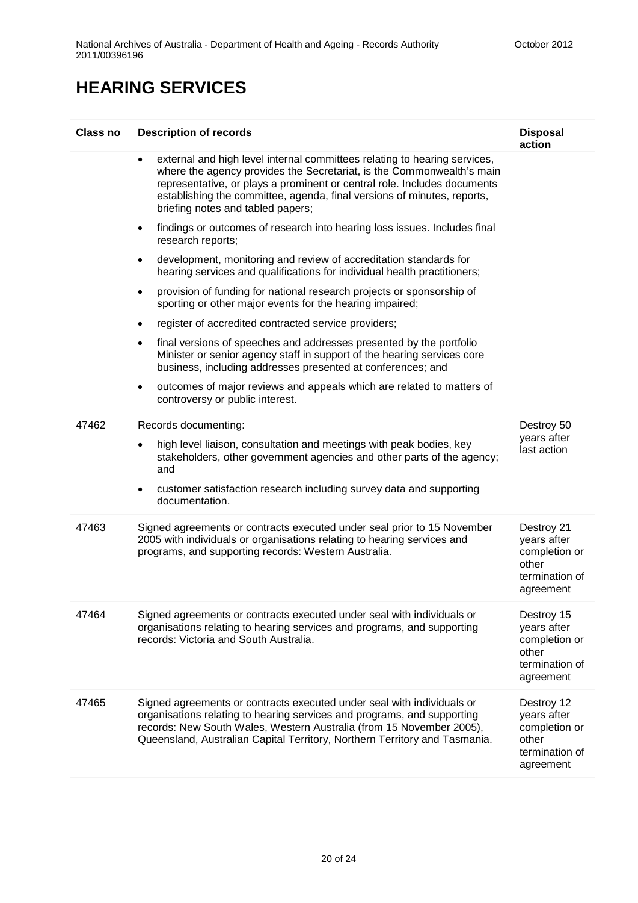# HEARING SERVICES

| Class no | Description of records | Disposal action |
|---|---|---|
| | • external and high level internal committees relating to hearing services, where the agency provides the Secretariat, is the Commonwealth's main representative, or plays a prominent or central role. Includes documents establishing the committee, agenda, final versions of minutes, reports, briefing notes and tabled papers;<br>• findings or outcomes of research into hearing loss issues. Includes final research reports;<br>• development, monitoring and review of accreditation standards for hearing services and qualifications for individual health practitioners;<br>• provision of funding for national research projects or sponsorship of sporting or other major events for the hearing impaired;<br>• register of accredited contracted service providers;<br>• final versions of speeches and addresses presented by the portfolio Minister or senior agency staff in support of the hearing services core business, including addresses presented at conferences; and<br>• outcomes of major reviews and appeals which are related to matters of controversy or public interest. | |
| 47462 | Records documenting:<br>• high level liaison, consultation and meetings with peak bodies, key stakeholders, other government agencies and other parts of the agency; and<br>• customer satisfaction research including survey data and supporting documentation. | Destroy 50 years after last action |
| 47463 | Signed agreements or contracts executed under seal prior to 15 November 2005 with individuals or organisations relating to hearing services and programs, and supporting records: Western Australia. | Destroy 21 years after completion or other termination of agreement |
| 47464 | Signed agreements or contracts executed under seal with individuals or organisations relating to hearing services and programs, and supporting records: Victoria and South Australia. | Destroy 15 years after completion or other termination of agreement |
| 47465 | Signed agreements or contracts executed under seal with individuals or organisations relating to hearing services and programs, and supporting records: New South Wales, Western Australia (from 15 November 2005), Queensland, Australian Capital Territory, Northern Territory and Tasmania. | Destroy 12 years after completion or other termination of agreement |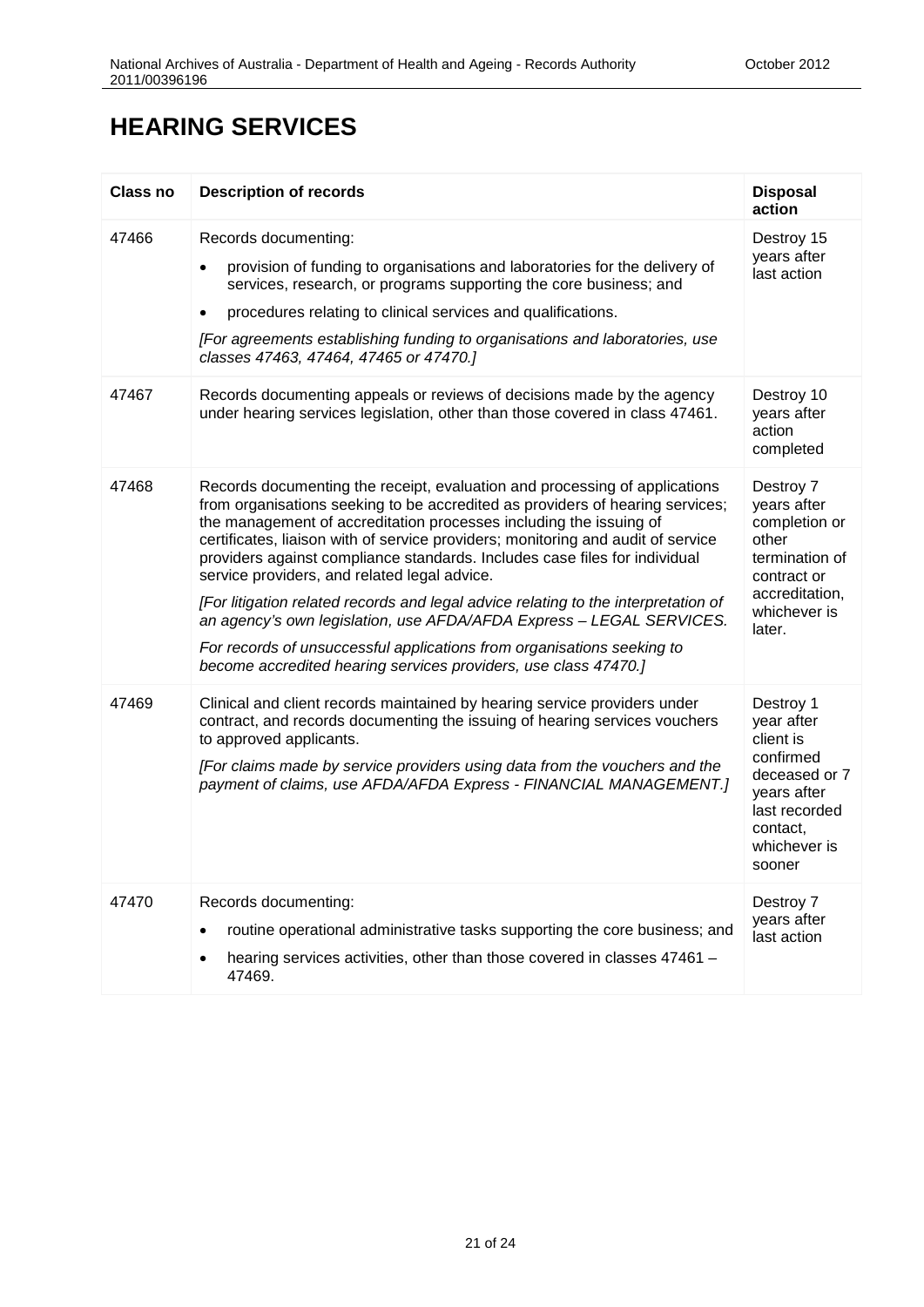# HEARING SERVICES

| Class no | Description of records | Disposal action |
|---|---|---|
| 47466 | Records documenting:<br>• provision of funding to organisations and laboratories for the delivery of services, research, or programs supporting the core business; and<br>• procedures relating to clinical services and qualifications.<br>*[For agreements establishing funding to organisations and laboratories, use classes 47463, 47464, 47465 or 47470.]* | Destroy 15 years after last action |
| 47467 | Records documenting appeals or reviews of decisions made by the agency under hearing services legislation, other than those covered in class 47461. | Destroy 10 years after action completed |
| 47468 | Records documenting the receipt, evaluation and processing of applications from organisations seeking to be accredited as providers of hearing services; the management of accreditation processes including the issuing of certificates, liaison with of service providers; monitoring and audit of service providers against compliance standards. Includes case files for individual service providers, and related legal advice.<br>*[For litigation related records and legal advice relating to the interpretation of an agency's own legislation, use AFDA/AFDA Express – LEGAL SERVICES.*<br>*For records of unsuccessful applications from organisations seeking to become accredited hearing services providers, use class 47470.]* | Destroy 7 years after completion or other termination of contract or accreditation, whichever is later. |
| 47469 | Clinical and client records maintained by hearing service providers under contract, and records documenting the issuing of hearing services vouchers to approved applicants.<br>*[For claims made by service providers using data from the vouchers and the payment of claims, use AFDA/AFDA Express - FINANCIAL MANAGEMENT.]* | Destroy 1 year after client is confirmed deceased or 7 years after last recorded contact, whichever is sooner |
| 47470 | Records documenting:<br>• routine operational administrative tasks supporting the core business; and<br>• hearing services activities, other than those covered in classes 47461 – 47469. | Destroy 7 years after last action |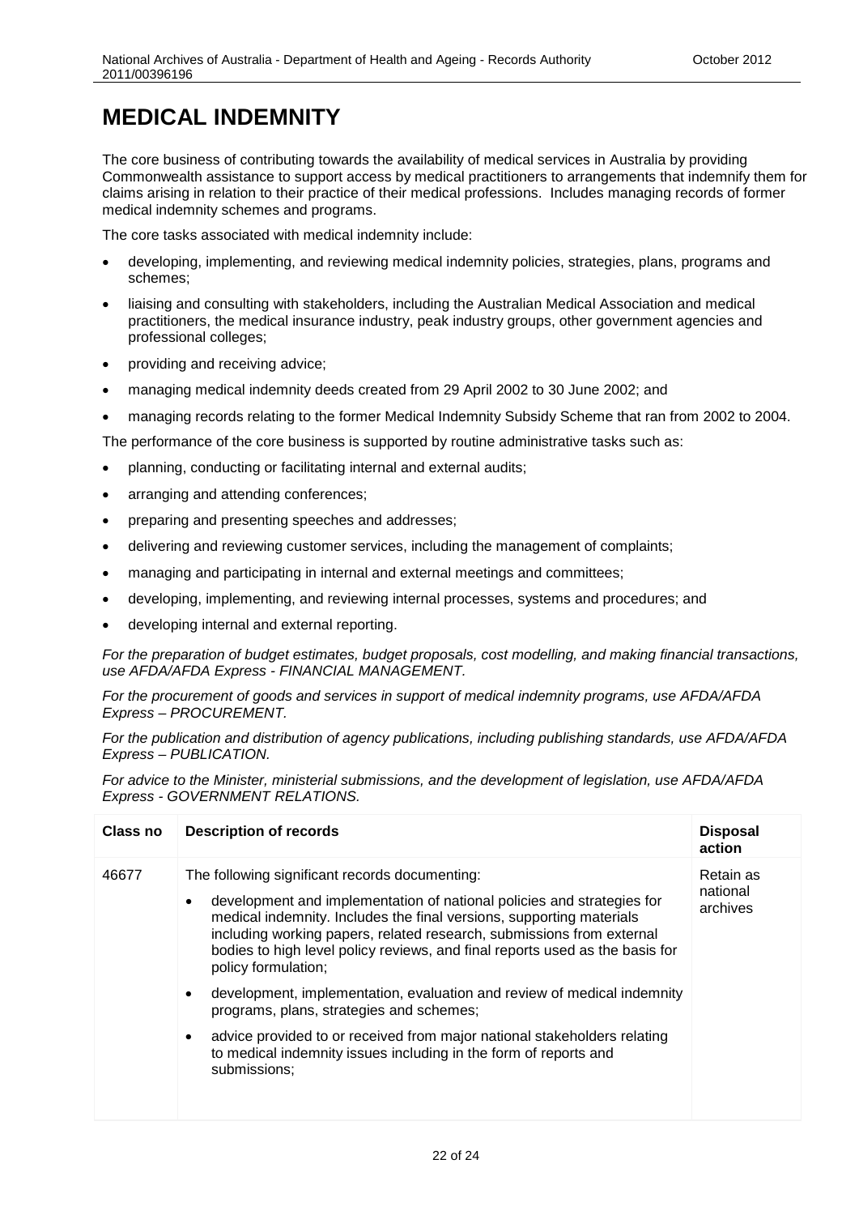# MEDICAL INDEMNITY

The core business of contributing towards the availability of medical services in Australia by providing Commonwealth assistance to support access by medical practitioners to arrangements that indemnify them for claims arising in relation to their practice of their medical professions. Includes managing records of former medical indemnity schemes and programs.

The core tasks associated with medical indemnity include:

- developing, implementing, and reviewing medical indemnity policies, strategies, plans, programs and schemes;
- liaising and consulting with stakeholders, including the Australian Medical Association and medical practitioners, the medical insurance industry, peak industry groups, other government agencies and professional colleges;
- providing and receiving advice;
- managing medical indemnity deeds created from 29 April 2002 to 30 June 2002; and
- managing records relating to the former Medical Indemnity Subsidy Scheme that ran from 2002 to 2004.

The performance of the core business is supported by routine administrative tasks such as:

- planning, conducting or facilitating internal and external audits;
- arranging and attending conferences;
- preparing and presenting speeches and addresses;
- delivering and reviewing customer services, including the management of complaints;
- managing and participating in internal and external meetings and committees;
- developing, implementing, and reviewing internal processes, systems and procedures; and
- developing internal and external reporting.

*For the preparation of budget estimates, budget proposals, cost modelling, and making financial transactions, use AFDA/AFDA Express - FINANCIAL MANAGEMENT.*

*For the procurement of goods and services in support of medical indemnity programs, use AFDA/AFDA Express – PROCUREMENT.*

*For the publication and distribution of agency publications, including publishing standards, use AFDA/AFDA Express – PUBLICATION.*

*For advice to the Minister, ministerial submissions, and the development of legislation, use AFDA/AFDA Express - GOVERNMENT RELATIONS.*

| Class no | Description of records | Disposal action |
|---|---|---|
| 46677 | The following significant records documenting:<br>• development and implementation of national policies and strategies for medical indemnity. Includes the final versions, supporting materials including working papers, related research, submissions from external bodies to high level policy reviews, and final reports used as the basis for policy formulation;<br>• development, implementation, evaluation and review of medical indemnity programs, plans, strategies and schemes;<br>• advice provided to or received from major national stakeholders relating to medical indemnity issues including in the form of reports and submissions; | Retain as national archives |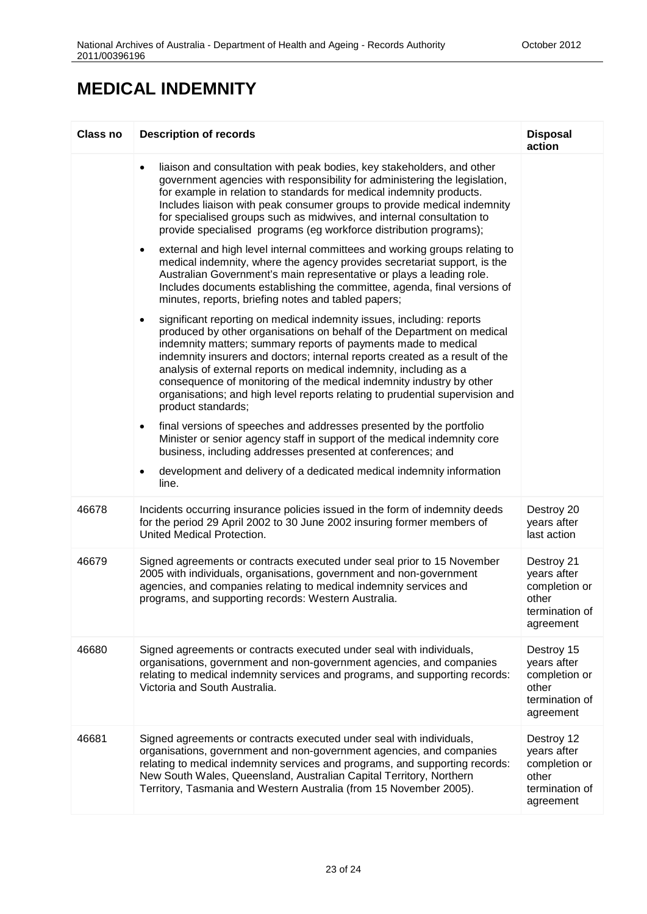# MEDICAL INDEMNITY

| Class no | Description of records | Disposal action |
|---|---|---|
| | • liaison and consultation with peak bodies, key stakeholders, and other government agencies with responsibility for administering the legislation, for example in relation to standards for medical indemnity products. Includes liaison with peak consumer groups to provide medical indemnity for specialised groups such as midwives, and internal consultation to provide specialised programs (eg workforce distribution programs);<br>• external and high level internal committees and working groups relating to medical indemnity, where the agency provides secretariat support, is the Australian Government's main representative or plays a leading role. Includes documents establishing the committee, agenda, final versions of minutes, reports, briefing notes and tabled papers;<br>• significant reporting on medical indemnity issues, including: reports produced by other organisations on behalf of the Department on medical indemnity matters; summary reports of payments made to medical indemnity insurers and doctors; internal reports created as a result of the analysis of external reports on medical indemnity, including as a consequence of monitoring of the medical indemnity industry by other organisations; and high level reports relating to prudential supervision and product standards;<br>• final versions of speeches and addresses presented by the portfolio Minister or senior agency staff in support of the medical indemnity core business, including addresses presented at conferences; and<br>• development and delivery of a dedicated medical indemnity information line. | |
| 46678 | Incidents occurring insurance policies issued in the form of indemnity deeds for the period 29 April 2002 to 30 June 2002 insuring former members of United Medical Protection. | Destroy 20 years after last action |
| 46679 | Signed agreements or contracts executed under seal prior to 15 November 2005 with individuals, organisations, government and non-government agencies, and companies relating to medical indemnity services and programs, and supporting records: Western Australia. | Destroy 21 years after completion or other termination of agreement |
| 46680 | Signed agreements or contracts executed under seal with individuals, organisations, government and non-government agencies, and companies relating to medical indemnity services and programs, and supporting records: Victoria and South Australia. | Destroy 15 years after completion or other termination of agreement |
| 46681 | Signed agreements or contracts executed under seal with individuals, organisations, government and non-government agencies, and companies relating to medical indemnity services and programs, and supporting records: New South Wales, Queensland, Australian Capital Territory, Northern Territory, Tasmania and Western Australia (from 15 November 2005). | Destroy 12 years after completion or other termination of agreement |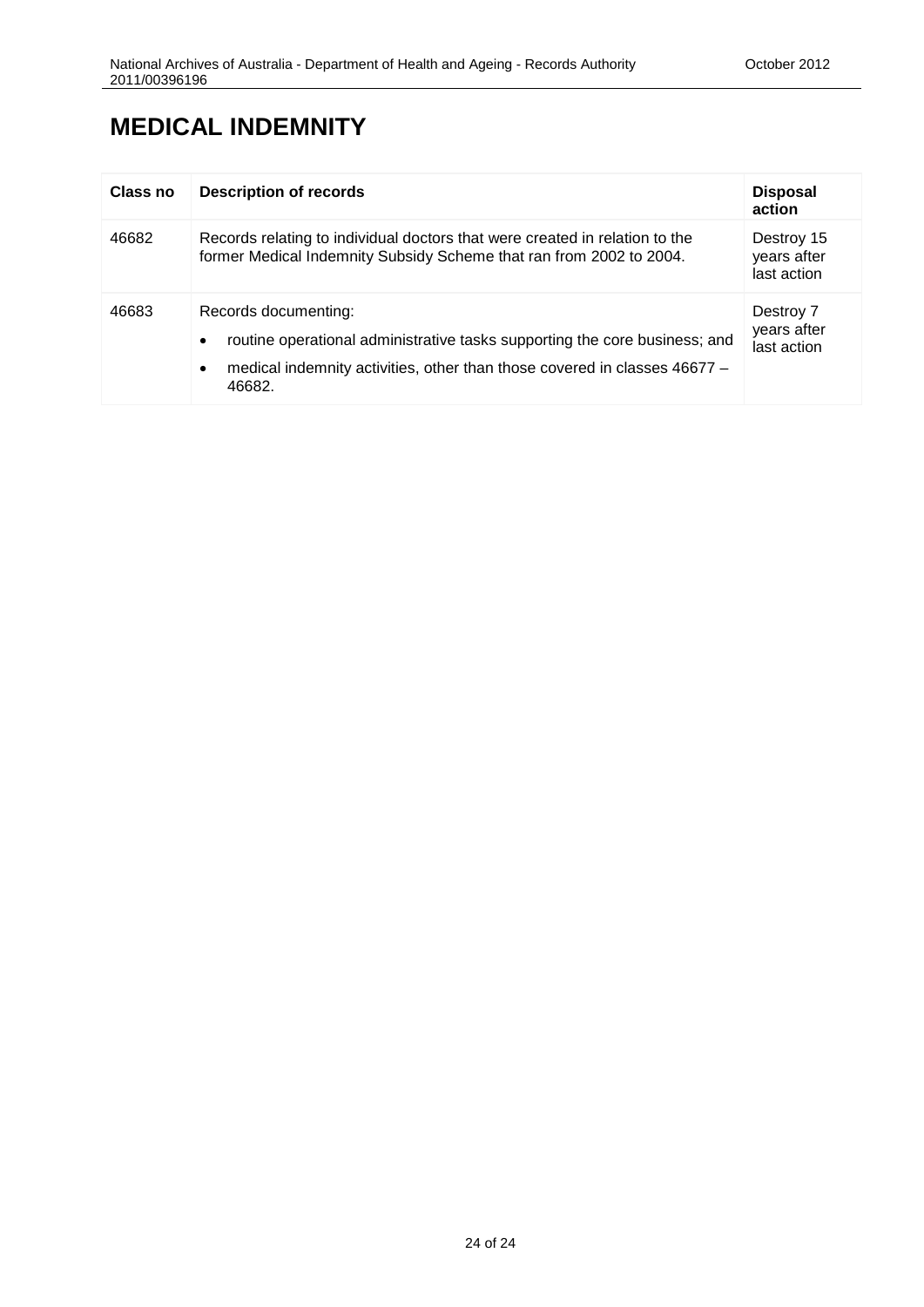# MEDICAL INDEMNITY

| Class no | Description of records | Disposal action |
|---|---|---|
| 46682 | Records relating to individual doctors that were created in relation to the former Medical Indemnity Subsidy Scheme that ran from 2002 to 2004. | Destroy 15 years after last action |
| 46683 | Records documenting:<br>• routine operational administrative tasks supporting the core business; and<br>• medical indemnity activities, other than those covered in classes 46677 – 46682. | Destroy 7 years after last action |